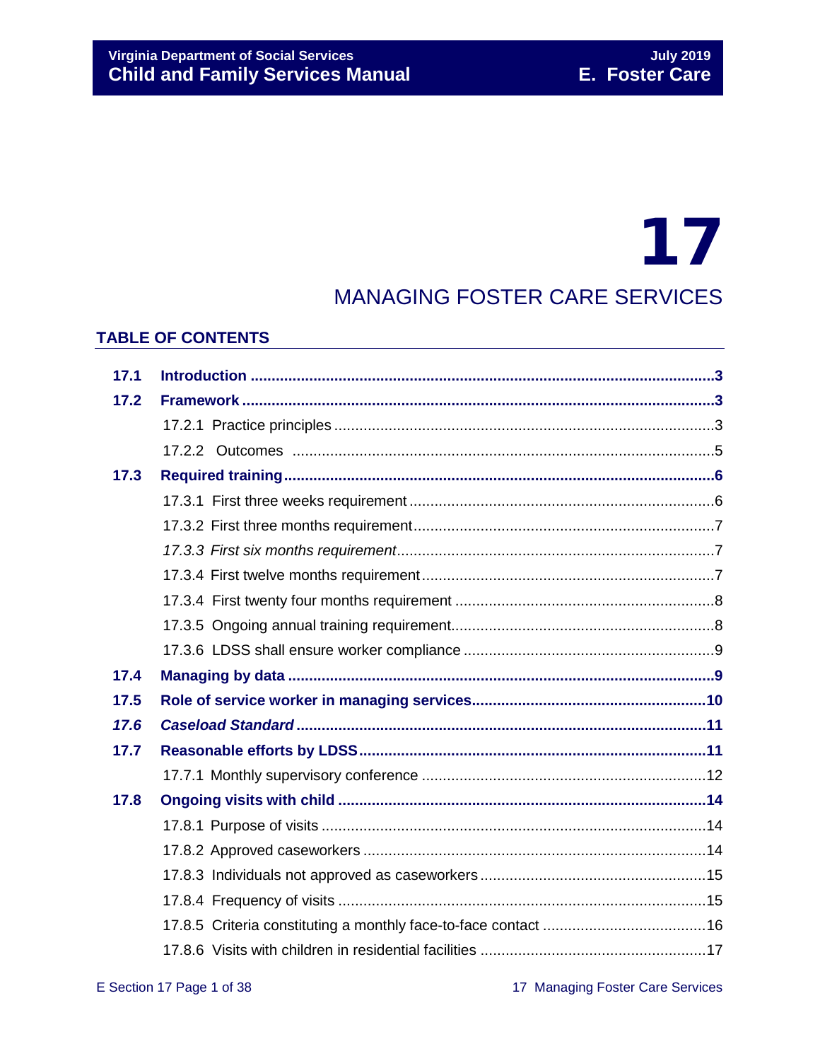# 17

## MANAGING FOSTER CARE SERVICES

### TABLE OF CONTENTS

| | | |
|---|---|---|
| **17.1** | **Introduction** | **3** |
| **17.2** | **Framework** | **3** |
| | 17.2.1 Practice principles | 3 |
| | 17.2.2 Outcomes | 5 |
| **17.3** | **Required training** | **6** |
| | 17.3.1 First three weeks requirement | 6 |
| | 17.3.2 First three months requirement | 7 |
| | *17.3.3 First six months requirement* | 7 |
| | 17.3.4 First twelve months requirement | 7 |
| | 17.3.4 First twenty four months requirement | 8 |
| | 17.3.5 Ongoing annual training requirement | 8 |
| | 17.3.6 LDSS shall ensure worker compliance | 9 |
| **17.4** | **Managing by data** | **9** |
| **17.5** | **Role of service worker in managing services** | **10** |
| ***17.6*** | ***Caseload Standard*** | **11** |
| **17.7** | **Reasonable efforts by LDSS** | **11** |
| | 17.7.1 Monthly supervisory conference | 12 |
| **17.8** | **Ongoing visits with child** | **14** |
| | 17.8.1 Purpose of visits | 14 |
| | 17.8.2 Approved caseworkers | 14 |
| | 17.8.3 Individuals not approved as caseworkers | 15 |
| | 17.8.4 Frequency of visits | 15 |
| | 17.8.5 Criteria constituting a monthly face-to-face contact | 16 |
| | 17.8.6 Visits with children in residential facilities | 17 |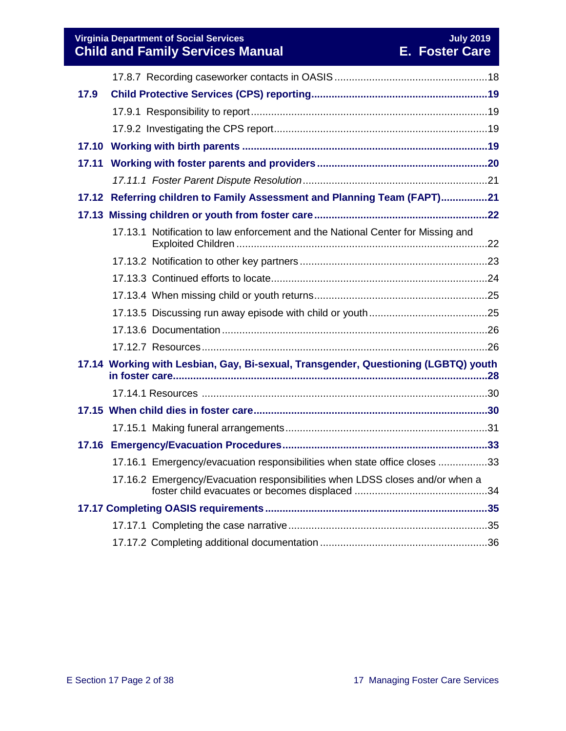17.8.7 Recording caseworker contacts in OASIS ....................................................18

**17.9 Child Protective Services (CPS) reporting ............................................................19**

17.9.1 Responsibility to report ................................................................................19

17.9.2 Investigating the CPS report ........................................................................19

**17.10 Working with birth parents ....................................................................................19**

**17.11 Working with foster parents and providers ..........................................................20**

*17.11.1 Foster Parent Dispute Resolution ...............................................................21*

**17.12 Referring children to Family Assessment and Planning Team (FAPT) ................21**

**17.13 Missing children or youth from foster care ...........................................................22**

17.13.1 Notification to law enforcement and the National Center for Missing and Exploited Children ......................................................................................22

17.13.2 Notification to other key partners ................................................................23

17.13.3 Continued efforts to locate ..........................................................................24

17.13.4 When missing child or youth returns ...........................................................25

17.13.5 Discussing run away episode with child or youth .........................................25

17.13.6 Documentation ...........................................................................................26

17.12.7 Resources ..................................................................................................26

**17.14 Working with Lesbian, Gay, Bi-sexual, Transgender, Questioning (LGBTQ) youth in foster care ..........................................................................................................28**

17.14.1 Resources ..................................................................................................30

**17.15 When child dies in foster care ...............................................................................30**

17.15.1 Making funeral arrangements .....................................................................31

**17.16 Emergency/Evacuation Procedures ......................................................................33**

17.16.1 Emergency/evacuation responsibilities when state office closes .................33

17.16.2 Emergency/Evacuation responsibilities when LDSS closes and/or when a foster child evacuates or becomes displaced .............................................34

**17.17 Completing OASIS requirements ............................................................................35**

17.17.1 Completing the case narrative ....................................................................35

17.17.2 Completing additional documentation .........................................................36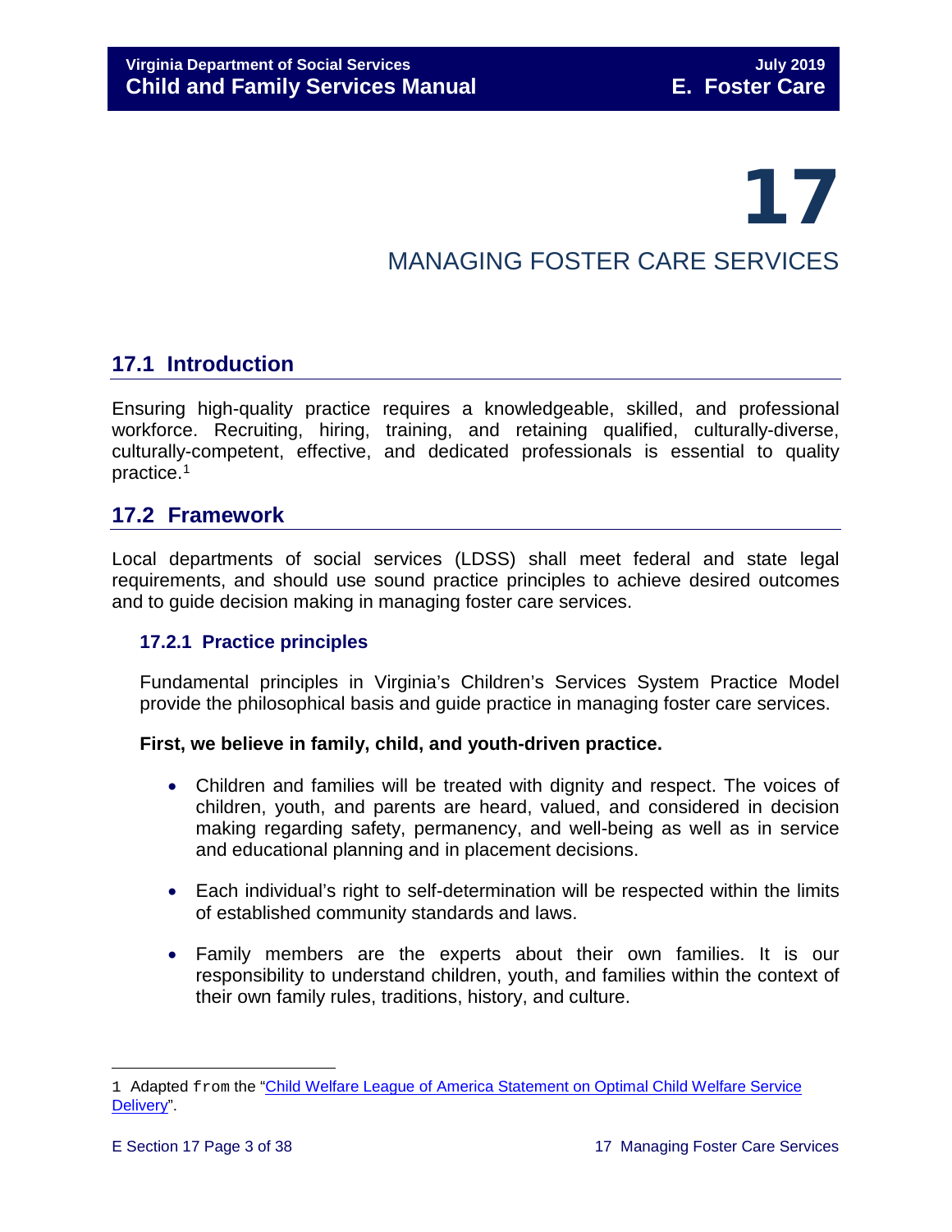# 17 MANAGING FOSTER CARE SERVICES

## 17.1 Introduction

Ensuring high-quality practice requires a knowledgeable, skilled, and professional workforce. Recruiting, hiring, training, and retaining qualified, culturally-diverse, culturally-competent, effective, and dedicated professionals is essential to quality practice.[1]

## 17.2 Framework

Local departments of social services (LDSS) shall meet federal and state legal requirements, and should use sound practice principles to achieve desired outcomes and to guide decision making in managing foster care services.

### 17.2.1 Practice principles

Fundamental principles in Virginia's Children's Services System Practice Model provide the philosophical basis and guide practice in managing foster care services.

**First, we believe in family, child, and youth-driven practice.**

- Children and families will be treated with dignity and respect. The voices of children, youth, and parents are heard, valued, and considered in decision making regarding safety, permanency, and well-being as well as in service and educational planning and in placement decisions.
- Each individual's right to self-determination will be respected within the limits of established community standards and laws.
- Family members are the experts about their own families. It is our responsibility to understand children, youth, and families within the context of their own family rules, traditions, history, and culture.

---

1 Adapted from the "Child Welfare League of America Statement on Optimal Child Welfare Service Delivery".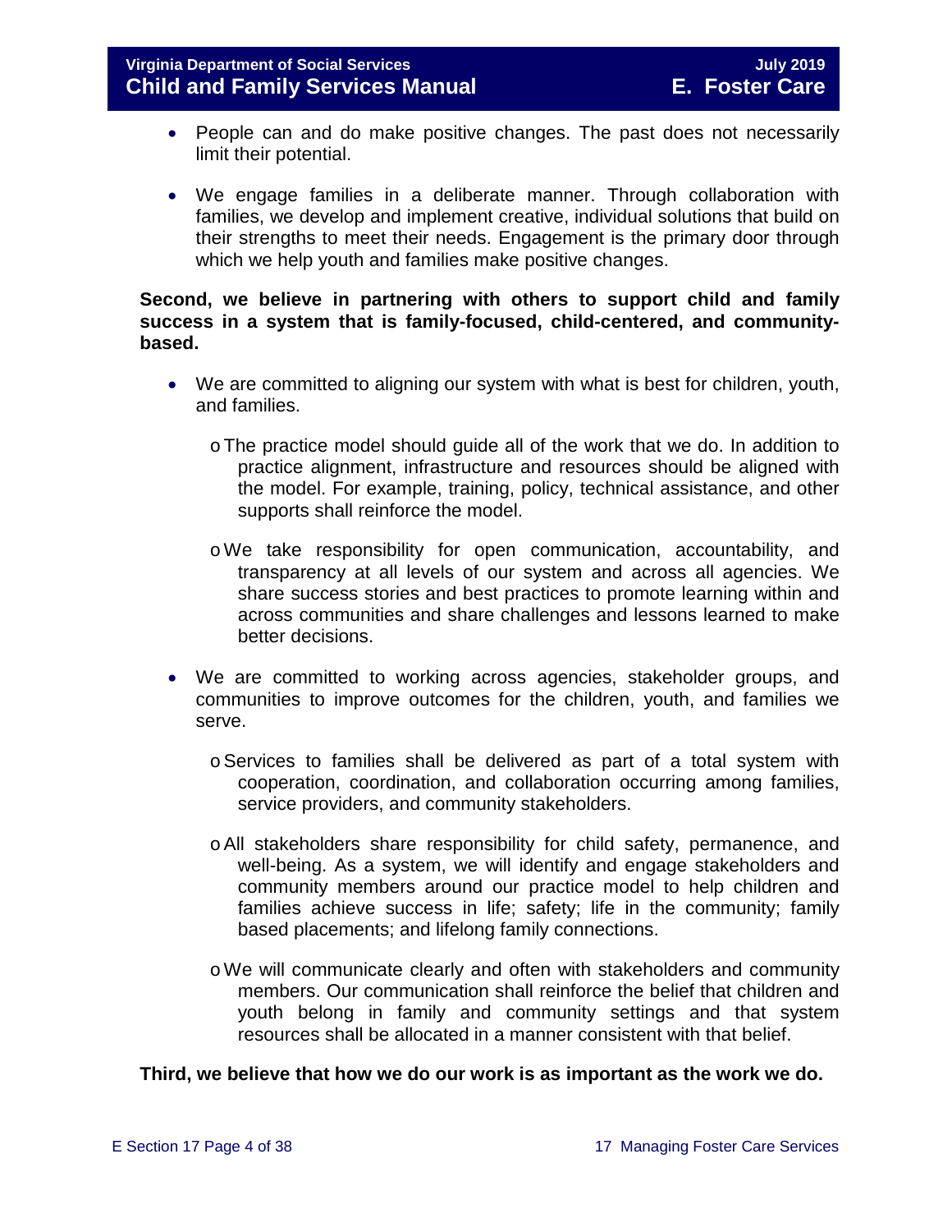- People can and do make positive changes. The past does not necessarily limit their potential.

- We engage families in a deliberate manner. Through collaboration with families, we develop and implement creative, individual solutions that build on their strengths to meet their needs. Engagement is the primary door through which we help youth and families make positive changes.

**Second, we believe in partnering with others to support child and family success in a system that is family-focused, child-centered, and community-based.**

- We are committed to aligning our system with what is best for children, youth, and families.
    - The practice model should guide all of the work that we do. In addition to practice alignment, infrastructure and resources should be aligned with the model. For example, training, policy, technical assistance, and other supports shall reinforce the model.
    - We take responsibility for open communication, accountability, and transparency at all levels of our system and across all agencies. We share success stories and best practices to promote learning within and across communities and share challenges and lessons learned to make better decisions.

- We are committed to working across agencies, stakeholder groups, and communities to improve outcomes for the children, youth, and families we serve.
    - Services to families shall be delivered as part of a total system with cooperation, coordination, and collaboration occurring among families, service providers, and community stakeholders.
    - All stakeholders share responsibility for child safety, permanence, and well-being. As a system, we will identify and engage stakeholders and community members around our practice model to help children and families achieve success in life; safety; life in the community; family based placements; and lifelong family connections.
    - We will communicate clearly and often with stakeholders and community members. Our communication shall reinforce the belief that children and youth belong in family and community settings and that system resources shall be allocated in a manner consistent with that belief.

**Third, we believe that how we do our work is as important as the work we do.**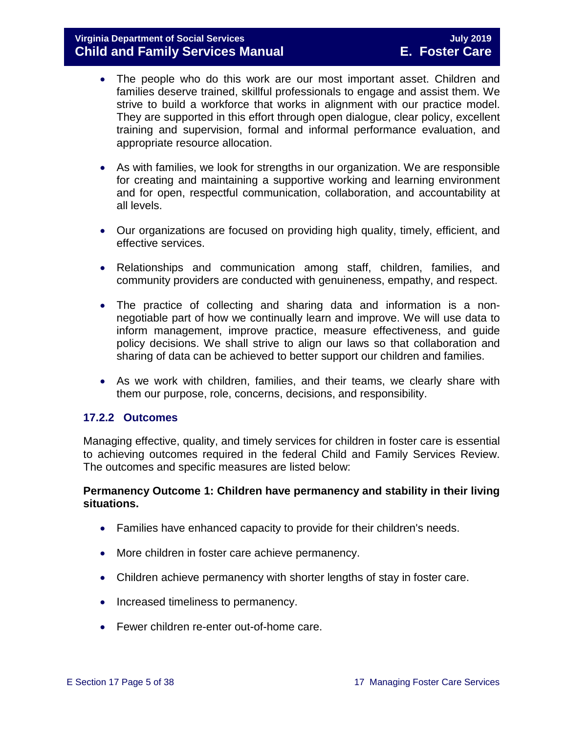- The people who do this work are our most important asset. Children and families deserve trained, skillful professionals to engage and assist them. We strive to build a workforce that works in alignment with our practice model. They are supported in this effort through open dialogue, clear policy, excellent training and supervision, formal and informal performance evaluation, and appropriate resource allocation.

- As with families, we look for strengths in our organization. We are responsible for creating and maintaining a supportive working and learning environment and for open, respectful communication, collaboration, and accountability at all levels.

- Our organizations are focused on providing high quality, timely, efficient, and effective services.

- Relationships and communication among staff, children, families, and community providers are conducted with genuineness, empathy, and respect.

- The practice of collecting and sharing data and information is a non-negotiable part of how we continually learn and improve. We will use data to inform management, improve practice, measure effectiveness, and guide policy decisions. We shall strive to align our laws so that collaboration and sharing of data can be achieved to better support our children and families.

- As we work with children, families, and their teams, we clearly share with them our purpose, role, concerns, decisions, and responsibility.

### 17.2.2 Outcomes

Managing effective, quality, and timely services for children in foster care is essential to achieving outcomes required in the federal Child and Family Services Review. The outcomes and specific measures are listed below:

**Permanency Outcome 1: Children have permanency and stability in their living situations.**

- Families have enhanced capacity to provide for their children's needs.

- More children in foster care achieve permanency.

- Children achieve permanency with shorter lengths of stay in foster care.

- Increased timeliness to permanency.

- Fewer children re-enter out-of-home care.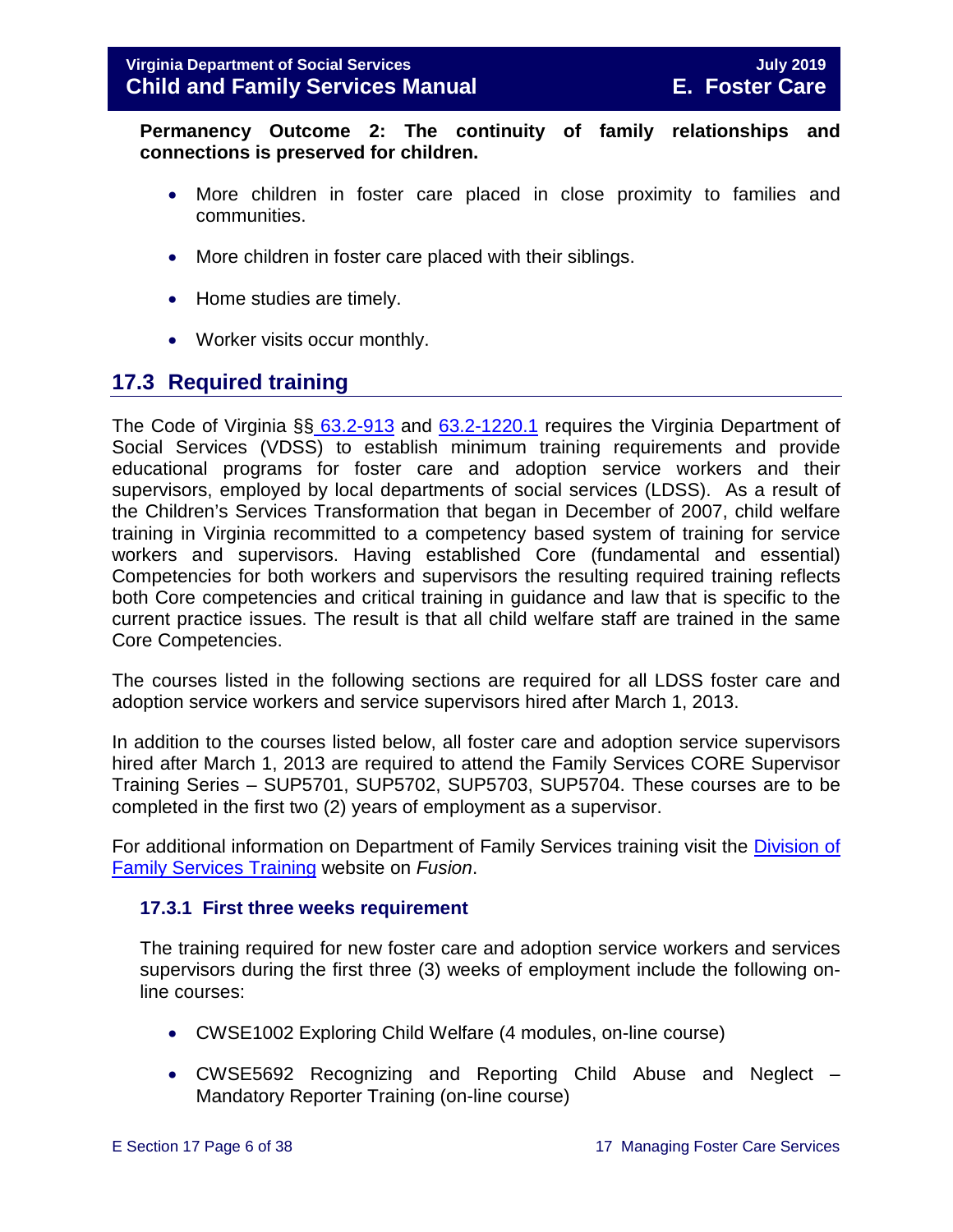**Permanency Outcome 2: The continuity of family relationships and connections is preserved for children.**

- More children in foster care placed in close proximity to families and communities.
- More children in foster care placed with their siblings.
- Home studies are timely.
- Worker visits occur monthly.

## 17.3 Required training

The Code of Virginia §§ [63.2-913](#) and [63.2-1220.1](#) requires the Virginia Department of Social Services (VDSS) to establish minimum training requirements and provide educational programs for foster care and adoption service workers and their supervisors, employed by local departments of social services (LDSS). As a result of the Children's Services Transformation that began in December of 2007, child welfare training in Virginia recommitted to a competency based system of training for service workers and supervisors. Having established Core (fundamental and essential) Competencies for both workers and supervisors the resulting required training reflects both Core competencies and critical training in guidance and law that is specific to the current practice issues. The result is that all child welfare staff are trained in the same Core Competencies.

The courses listed in the following sections are required for all LDSS foster care and adoption service workers and service supervisors hired after March 1, 2013.

In addition to the courses listed below, all foster care and adoption service supervisors hired after March 1, 2013 are required to attend the Family Services CORE Supervisor Training Series – SUP5701, SUP5702, SUP5703, SUP5704. These courses are to be completed in the first two (2) years of employment as a supervisor.

For additional information on Department of Family Services training visit the [Division of Family Services Training](#) website on *Fusion*.

### 17.3.1 First three weeks requirement

The training required for new foster care and adoption service workers and services supervisors during the first three (3) weeks of employment include the following on-line courses:

- CWSE1002 Exploring Child Welfare (4 modules, on-line course)
- CWSE5692 Recognizing and Reporting Child Abuse and Neglect – Mandatory Reporter Training (on-line course)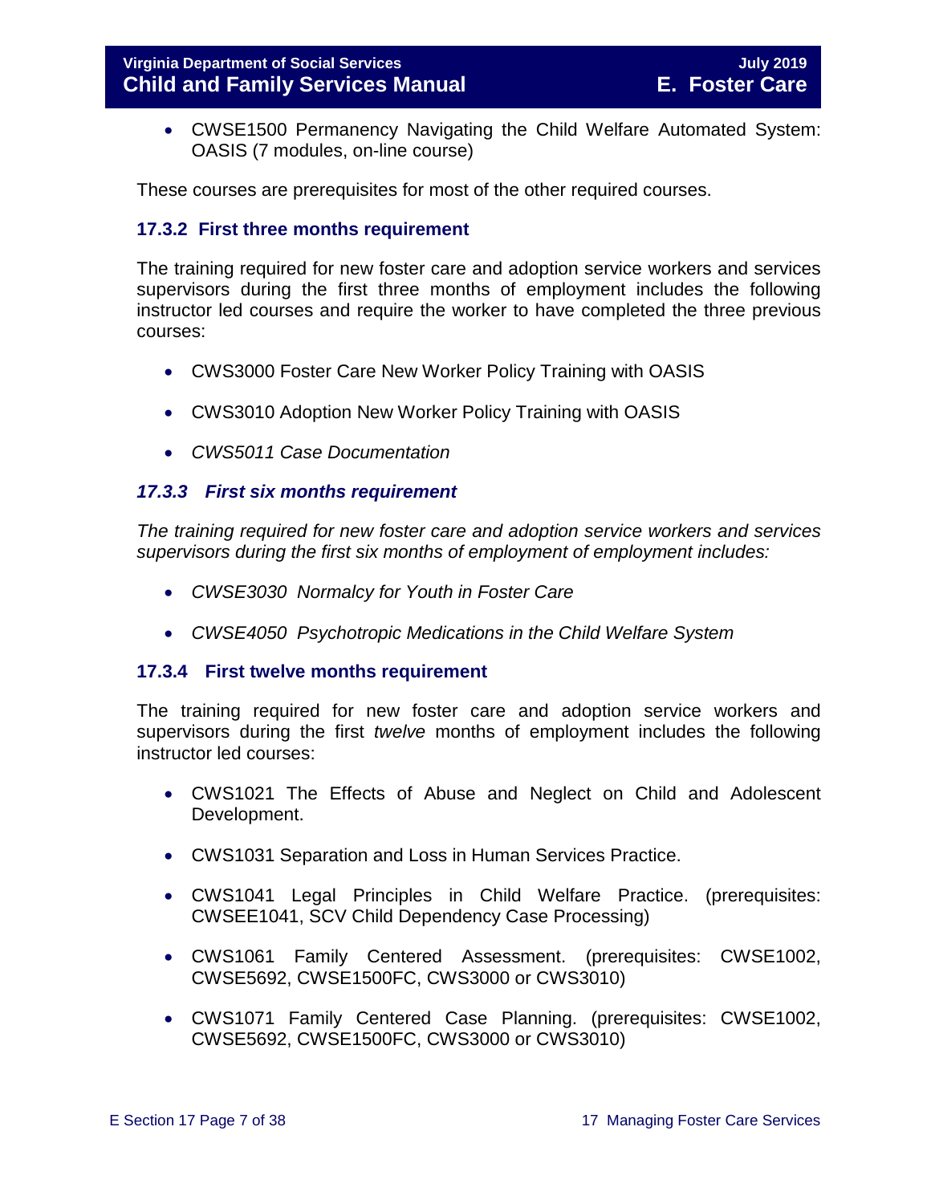- CWSE1500 Permanency Navigating the Child Welfare Automated System: OASIS (7 modules, on-line course)

These courses are prerequisites for most of the other required courses.

### 17.3.2 First three months requirement

The training required for new foster care and adoption service workers and services supervisors during the first three months of employment includes the following instructor led courses and require the worker to have completed the three previous courses:

- CWS3000 Foster Care New Worker Policy Training with OASIS
- CWS3010 Adoption New Worker Policy Training with OASIS
- *CWS5011 Case Documentation*

### *17.3.3 First six months requirement*

*The training required for new foster care and adoption service workers and services supervisors during the first six months of employment of employment includes:*

- *CWSE3030 Normalcy for Youth in Foster Care*
- *CWSE4050 Psychotropic Medications in the Child Welfare System*

### 17.3.4 First twelve months requirement

The training required for new foster care and adoption service workers and supervisors during the first *twelve* months of employment includes the following instructor led courses:

- CWS1021 The Effects of Abuse and Neglect on Child and Adolescent Development.
- CWS1031 Separation and Loss in Human Services Practice.
- CWS1041 Legal Principles in Child Welfare Practice. (prerequisites: CWSEE1041, SCV Child Dependency Case Processing)
- CWS1061 Family Centered Assessment. (prerequisites: CWSE1002, CWSE5692, CWSE1500FC, CWS3000 or CWS3010)
- CWS1071 Family Centered Case Planning. (prerequisites: CWSE1002, CWSE5692, CWSE1500FC, CWS3000 or CWS3010)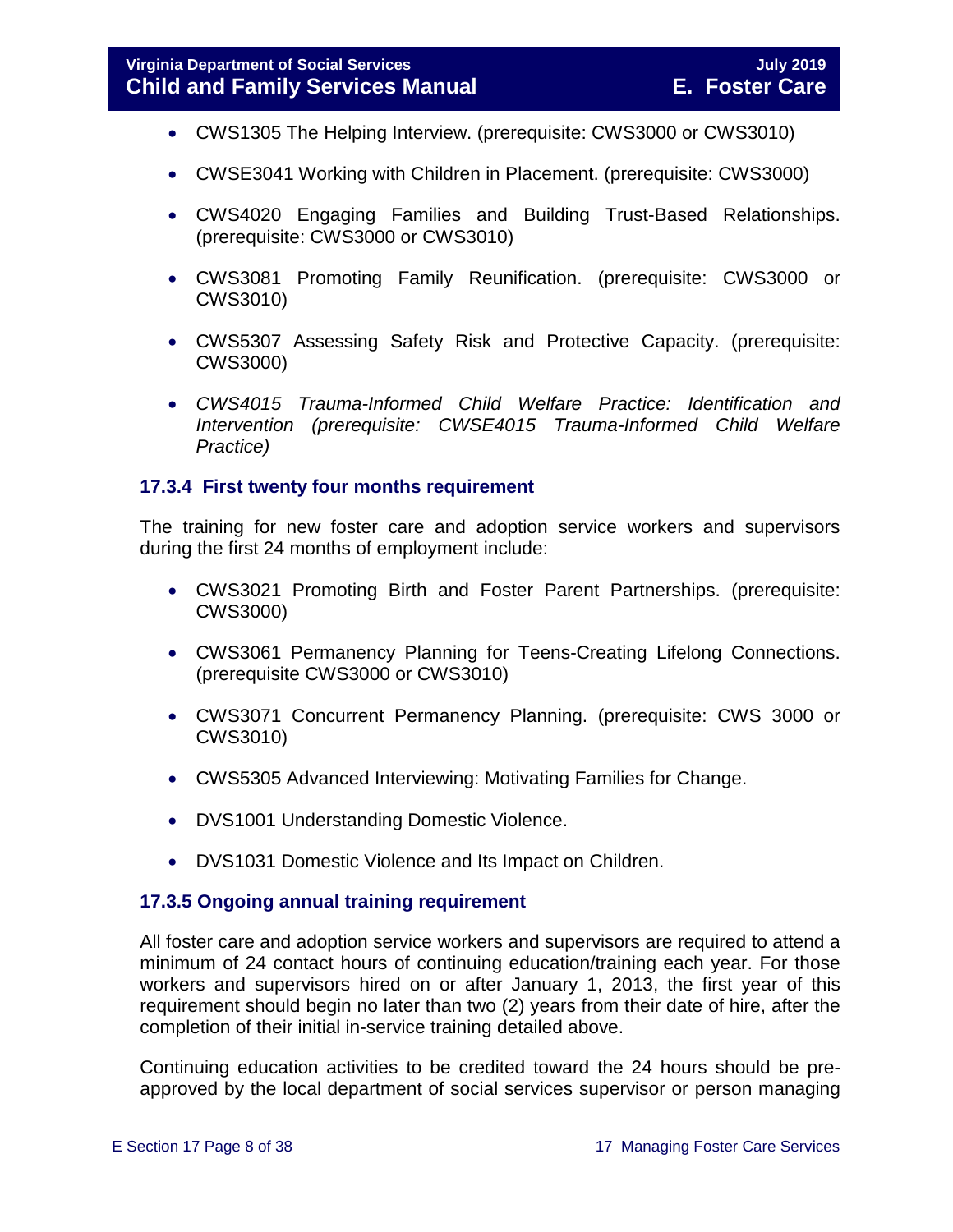- CWS1305 The Helping Interview. (prerequisite: CWS3000 or CWS3010)
- CWSE3041 Working with Children in Placement. (prerequisite: CWS3000)
- CWS4020 Engaging Families and Building Trust-Based Relationships. (prerequisite: CWS3000 or CWS3010)
- CWS3081 Promoting Family Reunification. (prerequisite: CWS3000 or CWS3010)
- CWS5307 Assessing Safety Risk and Protective Capacity. (prerequisite: CWS3000)
- *CWS4015 Trauma-Informed Child Welfare Practice: Identification and Intervention (prerequisite: CWSE4015 Trauma-Informed Child Welfare Practice)*

### 17.3.4 First twenty four months requirement

The training for new foster care and adoption service workers and supervisors during the first 24 months of employment include:

- CWS3021 Promoting Birth and Foster Parent Partnerships. (prerequisite: CWS3000)
- CWS3061 Permanency Planning for Teens-Creating Lifelong Connections. (prerequisite CWS3000 or CWS3010)
- CWS3071 Concurrent Permanency Planning. (prerequisite: CWS 3000 or CWS3010)
- CWS5305 Advanced Interviewing: Motivating Families for Change.
- DVS1001 Understanding Domestic Violence.
- DVS1031 Domestic Violence and Its Impact on Children.

### 17.3.5 Ongoing annual training requirement

All foster care and adoption service workers and supervisors are required to attend a minimum of 24 contact hours of continuing education/training each year. For those workers and supervisors hired on or after January 1, 2013, the first year of this requirement should begin no later than two (2) years from their date of hire, after the completion of their initial in-service training detailed above.

Continuing education activities to be credited toward the 24 hours should be pre-approved by the local department of social services supervisor or person managing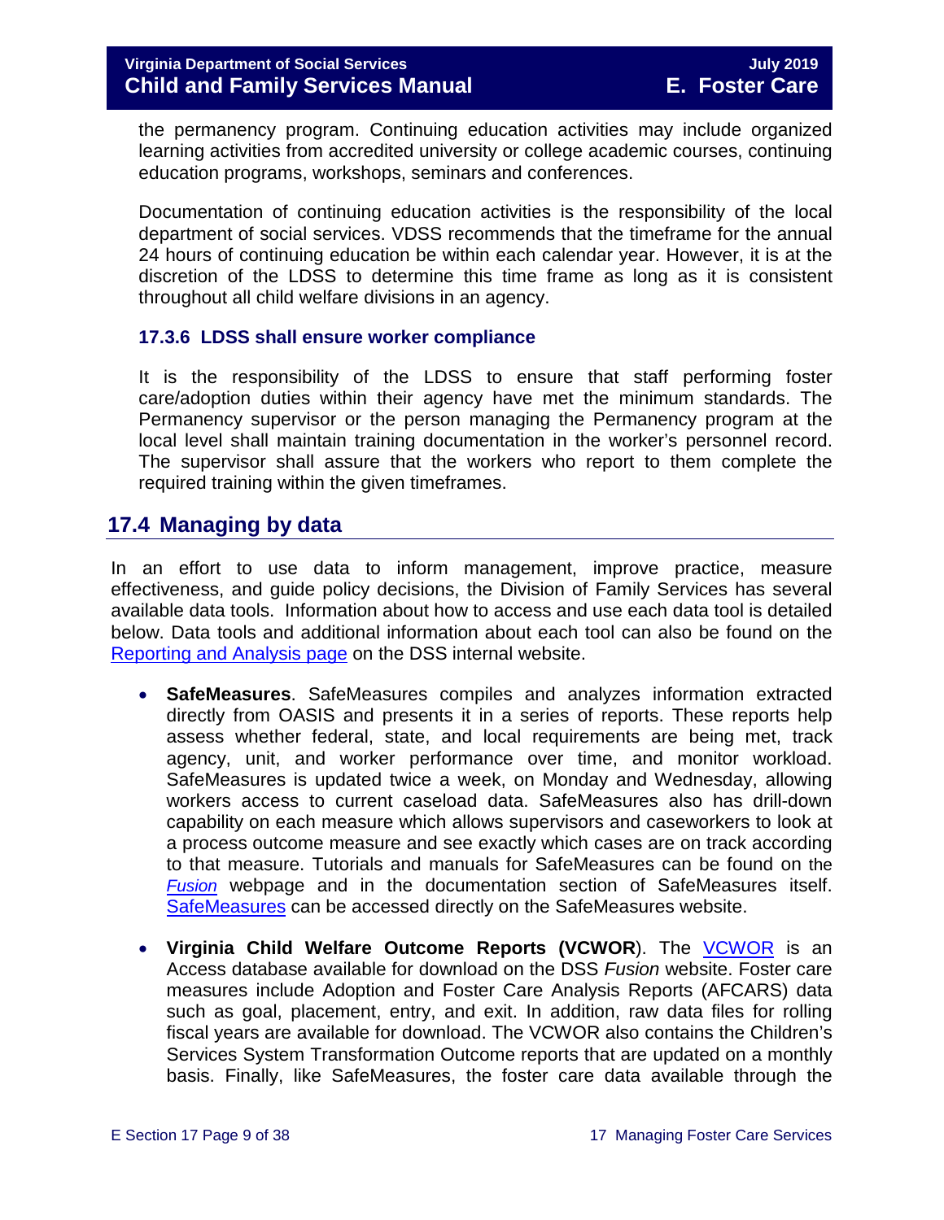the permanency program. Continuing education activities may include organized learning activities from accredited university or college academic courses, continuing education programs, workshops, seminars and conferences.

Documentation of continuing education activities is the responsibility of the local department of social services. VDSS recommends that the timeframe for the annual 24 hours of continuing education be within each calendar year. However, it is at the discretion of the LDSS to determine this time frame as long as it is consistent throughout all child welfare divisions in an agency.

### 17.3.6 LDSS shall ensure worker compliance

It is the responsibility of the LDSS to ensure that staff performing foster care/adoption duties within their agency have met the minimum standards. The Permanency supervisor or the person managing the Permanency program at the local level shall maintain training documentation in the worker's personnel record. The supervisor shall assure that the workers who report to them complete the required training within the given timeframes.

## 17.4 Managing by data

In an effort to use data to inform management, improve practice, measure effectiveness, and guide policy decisions, the Division of Family Services has several available data tools. Information about how to access and use each data tool is detailed below. Data tools and additional information about each tool can also be found on the Reporting and Analysis page on the DSS internal website.

- **SafeMeasures**. SafeMeasures compiles and analyzes information extracted directly from OASIS and presents it in a series of reports. These reports help assess whether federal, state, and local requirements are being met, track agency, unit, and worker performance over time, and monitor workload. SafeMeasures is updated twice a week, on Monday and Wednesday, allowing workers access to current caseload data. SafeMeasures also has drill-down capability on each measure which allows supervisors and caseworkers to look at a process outcome measure and see exactly which cases are on track according to that measure. Tutorials and manuals for SafeMeasures can be found on the *Fusion* webpage and in the documentation section of SafeMeasures itself. SafeMeasures can be accessed directly on the SafeMeasures website.

- **Virginia Child Welfare Outcome Reports (VCWOR**). The VCWOR is an Access database available for download on the DSS *Fusion* website. Foster care measures include Adoption and Foster Care Analysis Reports (AFCARS) data such as goal, placement, entry, and exit. In addition, raw data files for rolling fiscal years are available for download. The VCWOR also contains the Children's Services System Transformation Outcome reports that are updated on a monthly basis. Finally, like SafeMeasures, the foster care data available through the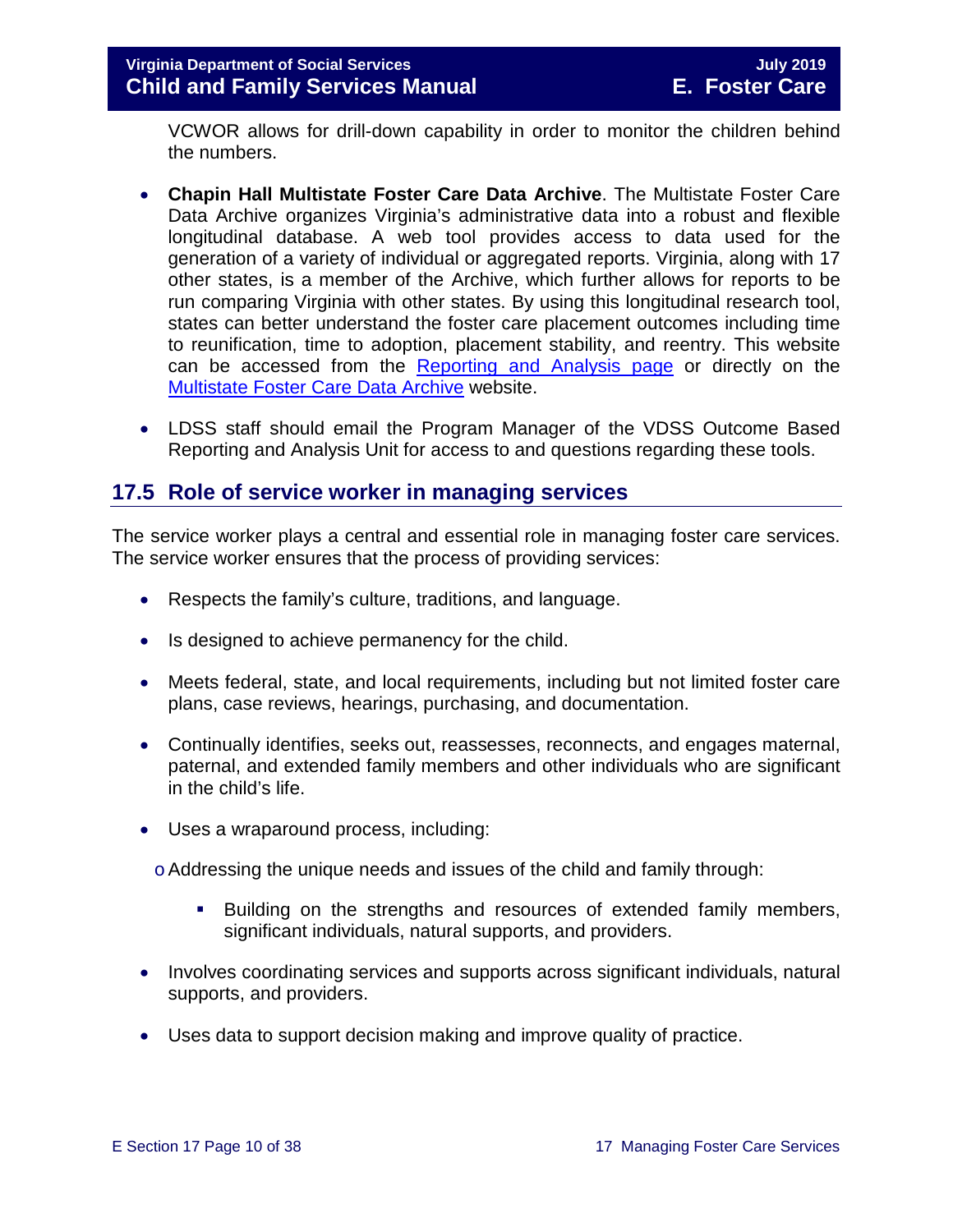VCWOR allows for drill-down capability in order to monitor the children behind the numbers.

- **Chapin Hall Multistate Foster Care Data Archive**. The Multistate Foster Care Data Archive organizes Virginia's administrative data into a robust and flexible longitudinal database. A web tool provides access to data used for the generation of a variety of individual or aggregated reports. Virginia, along with 17 other states, is a member of the Archive, which further allows for reports to be run comparing Virginia with other states. By using this longitudinal research tool, states can better understand the foster care placement outcomes including time to reunification, time to adoption, placement stability, and reentry. This website can be accessed from the [Reporting and Analysis page]() or directly on the [Multistate Foster Care Data Archive]() website.
- LDSS staff should email the Program Manager of the VDSS Outcome Based Reporting and Analysis Unit for access to and questions regarding these tools.

## 17.5 Role of service worker in managing services

The service worker plays a central and essential role in managing foster care services. The service worker ensures that the process of providing services:

- Respects the family's culture, traditions, and language.
- Is designed to achieve permanency for the child.
- Meets federal, state, and local requirements, including but not limited foster care plans, case reviews, hearings, purchasing, and documentation.
- Continually identifies, seeks out, reassesses, reconnects, and engages maternal, paternal, and extended family members and other individuals who are significant in the child's life.
- Uses a wraparound process, including:
  - Addressing the unique needs and issues of the child and family through:
    - Building on the strengths and resources of extended family members, significant individuals, natural supports, and providers.
- Involves coordinating services and supports across significant individuals, natural supports, and providers.
- Uses data to support decision making and improve quality of practice.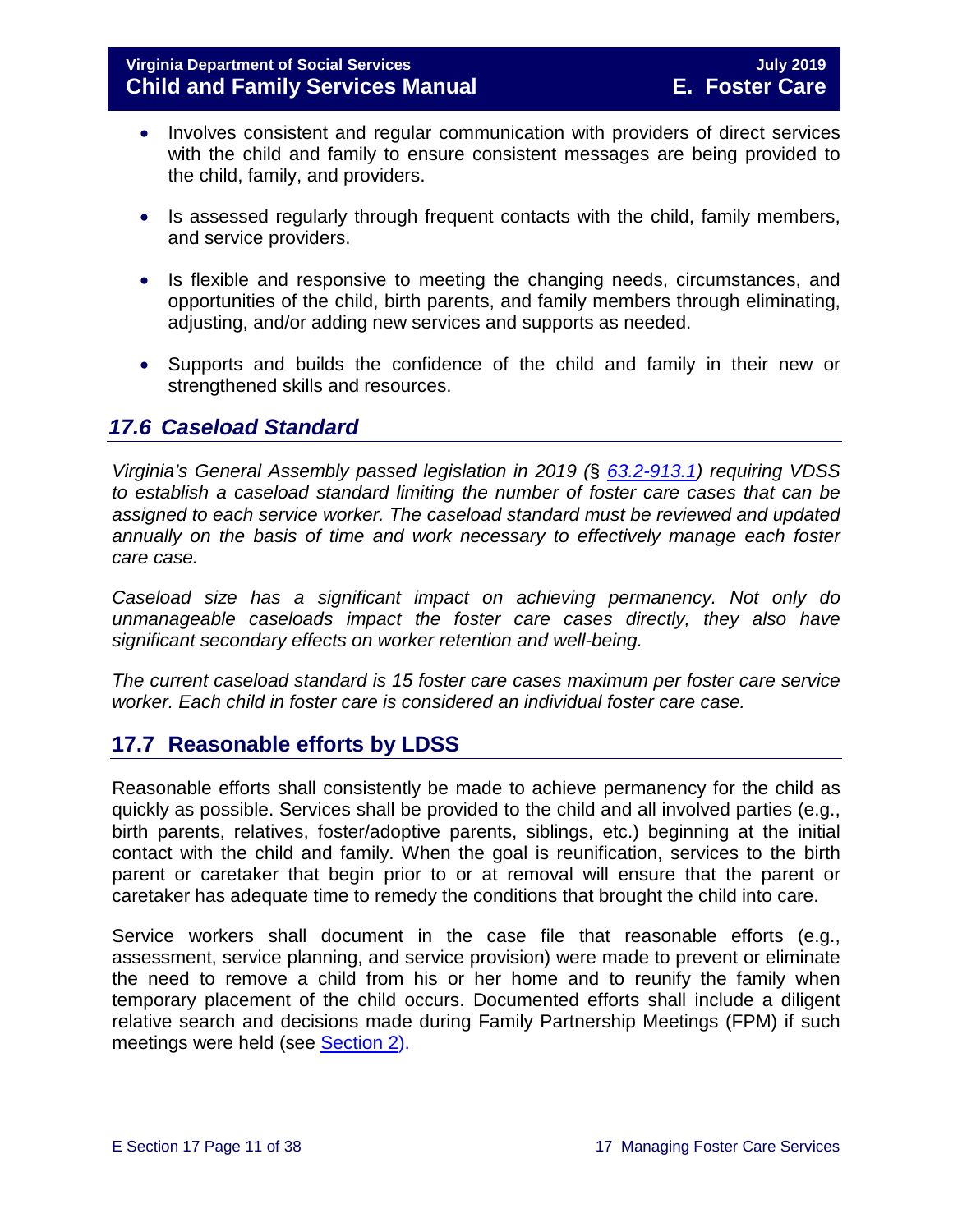- Involves consistent and regular communication with providers of direct services with the child and family to ensure consistent messages are being provided to the child, family, and providers.
- Is assessed regularly through frequent contacts with the child, family members, and service providers.
- Is flexible and responsive to meeting the changing needs, circumstances, and opportunities of the child, birth parents, and family members through eliminating, adjusting, and/or adding new services and supports as needed.
- Supports and builds the confidence of the child and family in their new or strengthened skills and resources.

## *17.6 Caseload Standard*

*Virginia's General Assembly passed legislation in 2019 (§ [63.2-913.1]) requiring VDSS to establish a caseload standard limiting the number of foster care cases that can be assigned to each service worker. The caseload standard must be reviewed and updated annually on the basis of time and work necessary to effectively manage each foster care case.*

*Caseload size has a significant impact on achieving permanency. Not only do unmanageable caseloads impact the foster care cases directly, they also have significant secondary effects on worker retention and well-being.*

*The current caseload standard is 15 foster care cases maximum per foster care service worker. Each child in foster care is considered an individual foster care case.*

## 17.7 Reasonable efforts by LDSS

Reasonable efforts shall consistently be made to achieve permanency for the child as quickly as possible. Services shall be provided to the child and all involved parties (e.g., birth parents, relatives, foster/adoptive parents, siblings, etc.) beginning at the initial contact with the child and family. When the goal is reunification, services to the birth parent or caretaker that begin prior to or at removal will ensure that the parent or caretaker has adequate time to remedy the conditions that brought the child into care.

Service workers shall document in the case file that reasonable efforts (e.g., assessment, service planning, and service provision) were made to prevent or eliminate the need to remove a child from his or her home and to reunify the family when temporary placement of the child occurs. Documented efforts shall include a diligent relative search and decisions made during Family Partnership Meetings (FPM) if such meetings were held (see Section 2).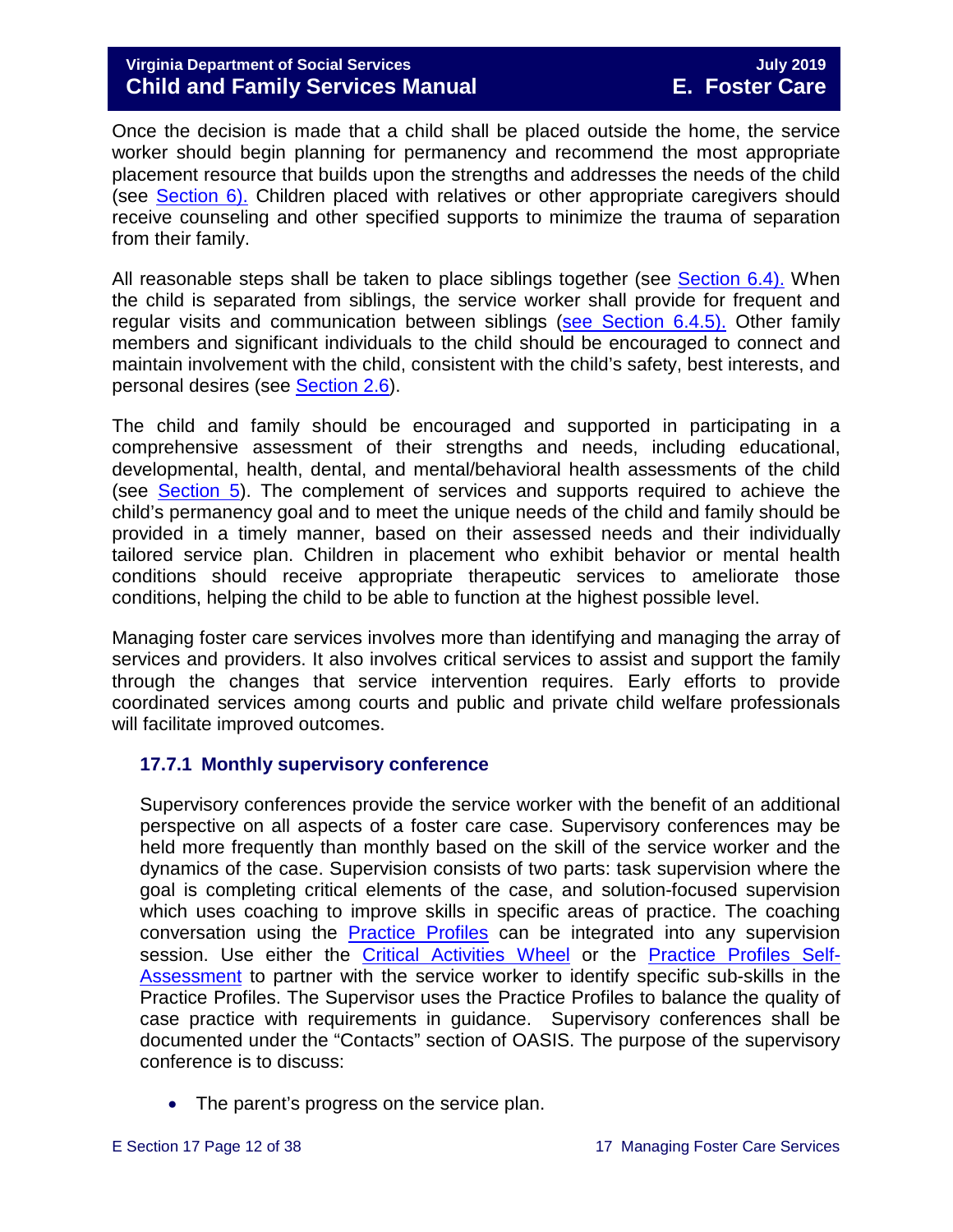Once the decision is made that a child shall be placed outside the home, the service worker should begin planning for permanency and recommend the most appropriate placement resource that builds upon the strengths and addresses the needs of the child (see Section 6). Children placed with relatives or other appropriate caregivers should receive counseling and other specified supports to minimize the trauma of separation from their family.

All reasonable steps shall be taken to place siblings together (see Section 6.4). When the child is separated from siblings, the service worker shall provide for frequent and regular visits and communication between siblings (see Section 6.4.5). Other family members and significant individuals to the child should be encouraged to connect and maintain involvement with the child, consistent with the child's safety, best interests, and personal desires (see Section 2.6).

The child and family should be encouraged and supported in participating in a comprehensive assessment of their strengths and needs, including educational, developmental, health, dental, and mental/behavioral health assessments of the child (see Section 5). The complement of services and supports required to achieve the child's permanency goal and to meet the unique needs of the child and family should be provided in a timely manner, based on their assessed needs and their individually tailored service plan. Children in placement who exhibit behavior or mental health conditions should receive appropriate therapeutic services to ameliorate those conditions, helping the child to be able to function at the highest possible level.

Managing foster care services involves more than identifying and managing the array of services and providers. It also involves critical services to assist and support the family through the changes that service intervention requires. Early efforts to provide coordinated services among courts and public and private child welfare professionals will facilitate improved outcomes.

### 17.7.1 Monthly supervisory conference

Supervisory conferences provide the service worker with the benefit of an additional perspective on all aspects of a foster care case. Supervisory conferences may be held more frequently than monthly based on the skill of the service worker and the dynamics of the case. Supervision consists of two parts: task supervision where the goal is completing critical elements of the case, and solution-focused supervision which uses coaching to improve skills in specific areas of practice. The coaching conversation using the Practice Profiles can be integrated into any supervision session. Use either the Critical Activities Wheel or the Practice Profiles Self-Assessment to partner with the service worker to identify specific sub-skills in the Practice Profiles. The Supervisor uses the Practice Profiles to balance the quality of case practice with requirements in guidance. Supervisory conferences shall be documented under the "Contacts" section of OASIS. The purpose of the supervisory conference is to discuss:

- The parent's progress on the service plan.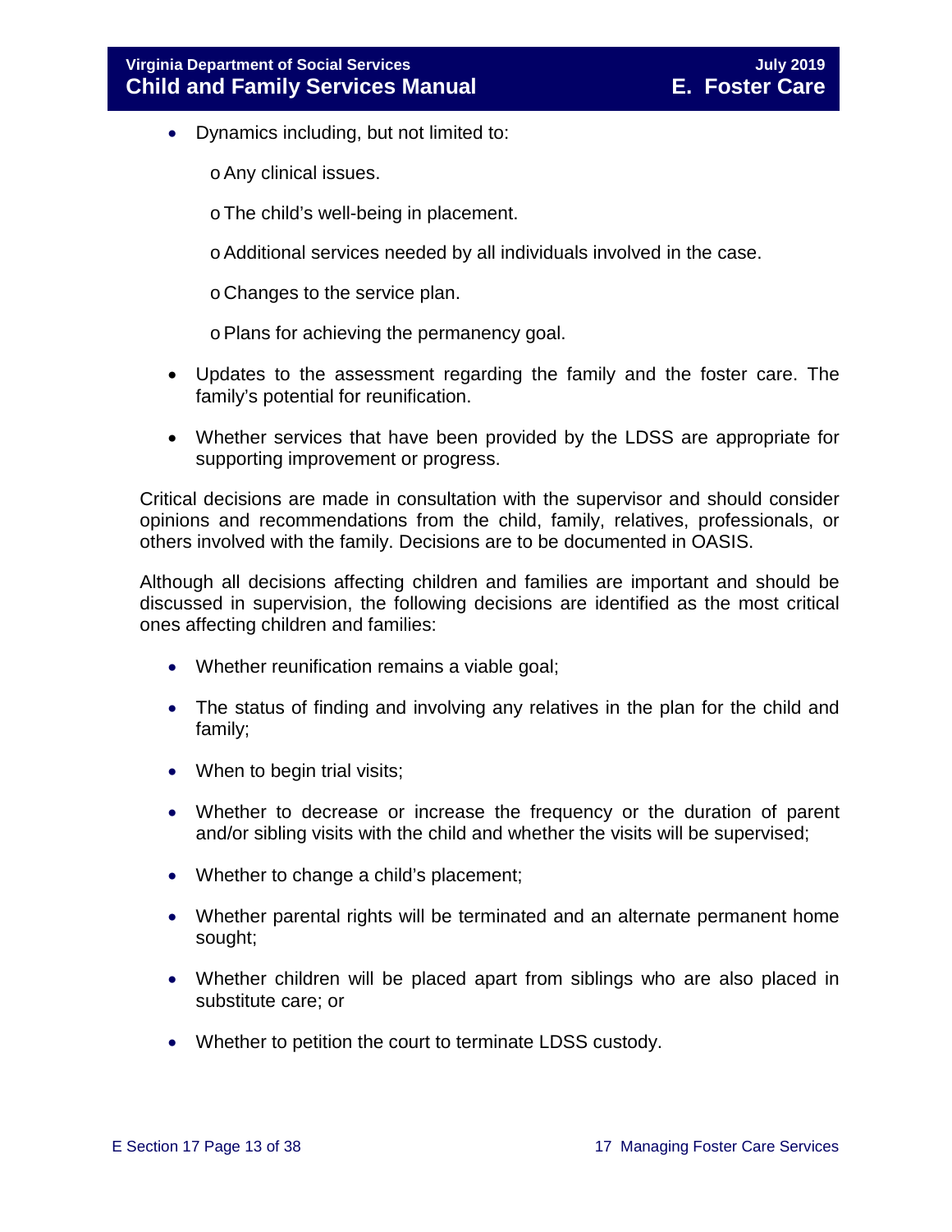- Dynamics including, but not limited to:
  - Any clinical issues.
  - The child's well-being in placement.
  - Additional services needed by all individuals involved in the case.
  - Changes to the service plan.
  - Plans for achieving the permanency goal.
- Updates to the assessment regarding the family and the foster care. The family's potential for reunification.
- Whether services that have been provided by the LDSS are appropriate for supporting improvement or progress.

Critical decisions are made in consultation with the supervisor and should consider opinions and recommendations from the child, family, relatives, professionals, or others involved with the family. Decisions are to be documented in OASIS.

Although all decisions affecting children and families are important and should be discussed in supervision, the following decisions are identified as the most critical ones affecting children and families:

- Whether reunification remains a viable goal;
- The status of finding and involving any relatives in the plan for the child and family;
- When to begin trial visits;
- Whether to decrease or increase the frequency or the duration of parent and/or sibling visits with the child and whether the visits will be supervised;
- Whether to change a child's placement;
- Whether parental rights will be terminated and an alternate permanent home sought;
- Whether children will be placed apart from siblings who are also placed in substitute care; or
- Whether to petition the court to terminate LDSS custody.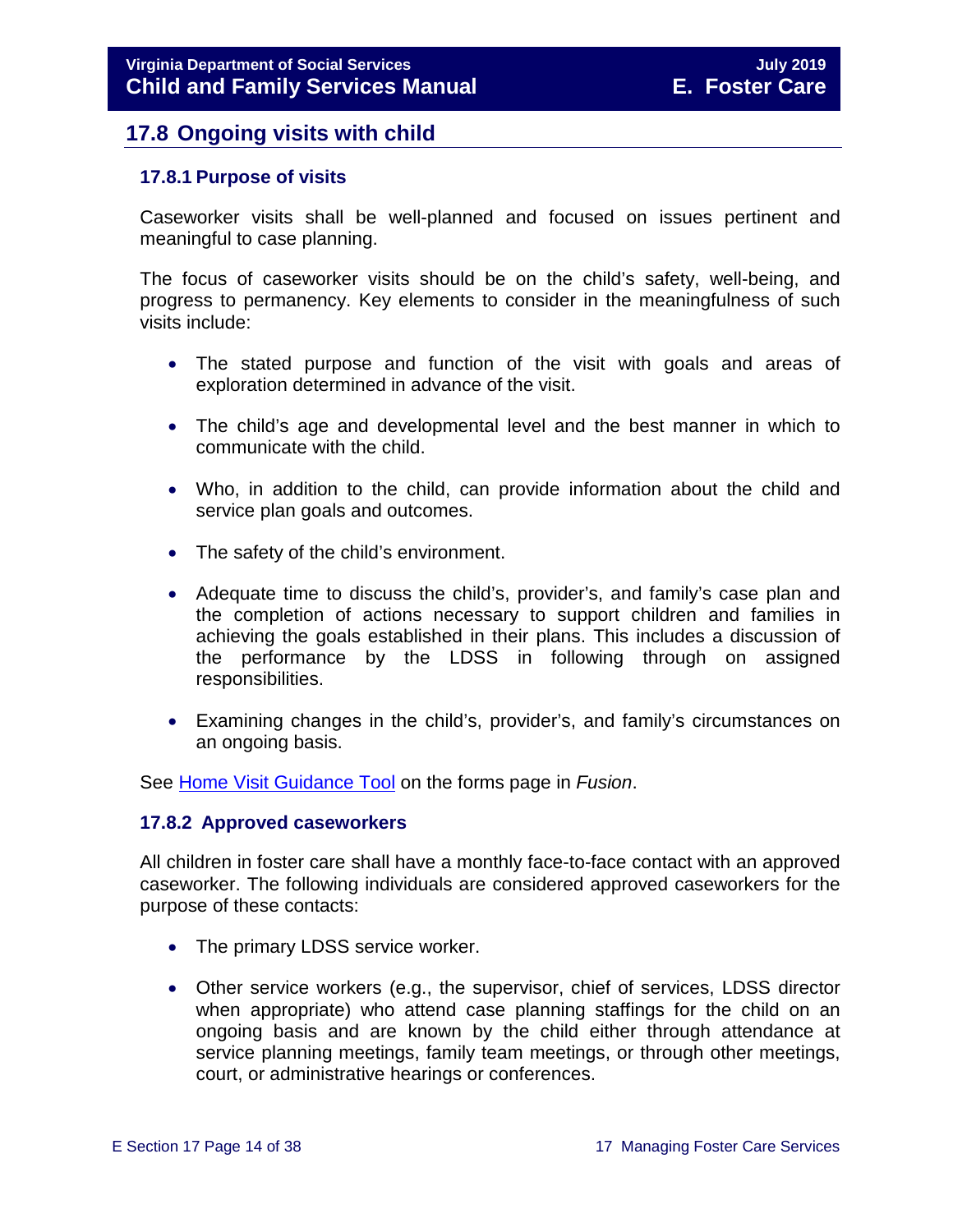## 17.8 Ongoing visits with child

### 17.8.1 Purpose of visits

Caseworker visits shall be well-planned and focused on issues pertinent and meaningful to case planning.

The focus of caseworker visits should be on the child's safety, well-being, and progress to permanency. Key elements to consider in the meaningfulness of such visits include:

- The stated purpose and function of the visit with goals and areas of exploration determined in advance of the visit.
- The child's age and developmental level and the best manner in which to communicate with the child.
- Who, in addition to the child, can provide information about the child and service plan goals and outcomes.
- The safety of the child's environment.
- Adequate time to discuss the child's, provider's, and family's case plan and the completion of actions necessary to support children and families in achieving the goals established in their plans. This includes a discussion of the performance by the LDSS in following through on assigned responsibilities.
- Examining changes in the child's, provider's, and family's circumstances on an ongoing basis.

See Home Visit Guidance Tool on the forms page in *Fusion*.

### 17.8.2 Approved caseworkers

All children in foster care shall have a monthly face-to-face contact with an approved caseworker. The following individuals are considered approved caseworkers for the purpose of these contacts:

- The primary LDSS service worker.
- Other service workers (e.g., the supervisor, chief of services, LDSS director when appropriate) who attend case planning staffings for the child on an ongoing basis and are known by the child either through attendance at service planning meetings, family team meetings, or through other meetings, court, or administrative hearings or conferences.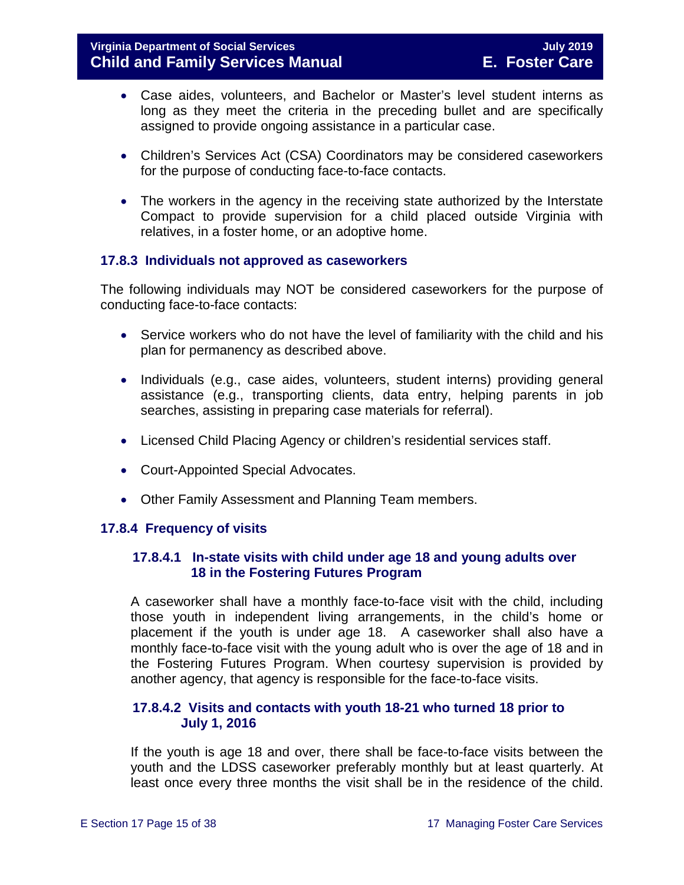- Case aides, volunteers, and Bachelor or Master's level student interns as long as they meet the criteria in the preceding bullet and are specifically assigned to provide ongoing assistance in a particular case.

- Children's Services Act (CSA) Coordinators may be considered caseworkers for the purpose of conducting face-to-face contacts.

- The workers in the agency in the receiving state authorized by the Interstate Compact to provide supervision for a child placed outside Virginia with relatives, in a foster home, or an adoptive home.

### 17.8.3 Individuals not approved as caseworkers

The following individuals may NOT be considered caseworkers for the purpose of conducting face-to-face contacts:

- Service workers who do not have the level of familiarity with the child and his plan for permanency as described above.

- Individuals (e.g., case aides, volunteers, student interns) providing general assistance (e.g., transporting clients, data entry, helping parents in job searches, assisting in preparing case materials for referral).

- Licensed Child Placing Agency or children's residential services staff.

- Court-Appointed Special Advocates.

- Other Family Assessment and Planning Team members.

### 17.8.4 Frequency of visits

#### 17.8.4.1 In-state visits with child under age 18 and young adults over 18 in the Fostering Futures Program

A caseworker shall have a monthly face-to-face visit with the child, including those youth in independent living arrangements, in the child's home or placement if the youth is under age 18. A caseworker shall also have a monthly face-to-face visit with the young adult who is over the age of 18 and in the Fostering Futures Program. When courtesy supervision is provided by another agency, that agency is responsible for the face-to-face visits.

#### 17.8.4.2 Visits and contacts with youth 18-21 who turned 18 prior to July 1, 2016

If the youth is age 18 and over, there shall be face-to-face visits between the youth and the LDSS caseworker preferably monthly but at least quarterly. At least once every three months the visit shall be in the residence of the child.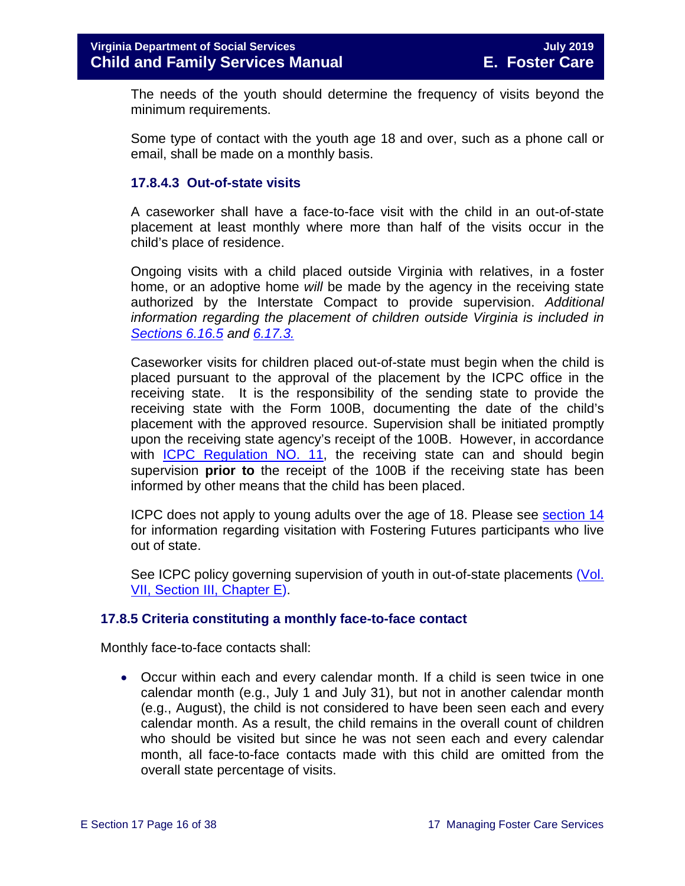The needs of the youth should determine the frequency of visits beyond the minimum requirements.

Some type of contact with the youth age 18 and over, such as a phone call or email, shall be made on a monthly basis.

#### 17.8.4.3 Out-of-state visits

A caseworker shall have a face-to-face visit with the child in an out-of-state placement at least monthly where more than half of the visits occur in the child's place of residence.

Ongoing visits with a child placed outside Virginia with relatives, in a foster home, or an adoptive home *will* be made by the agency in the receiving state authorized by the Interstate Compact to provide supervision. *Additional information regarding the placement of children outside Virginia is included in Sections 6.16.5 and 6.17.3.*

Caseworker visits for children placed out-of-state must begin when the child is placed pursuant to the approval of the placement by the ICPC office in the receiving state. It is the responsibility of the sending state to provide the receiving state with the Form 100B, documenting the date of the child's placement with the approved resource. Supervision shall be initiated promptly upon the receiving state agency's receipt of the 100B. However, in accordance with ICPC Regulation NO. 11, the receiving state can and should begin supervision **prior to** the receipt of the 100B if the receiving state has been informed by other means that the child has been placed.

ICPC does not apply to young adults over the age of 18. Please see section 14 for information regarding visitation with Fostering Futures participants who live out of state.

See ICPC policy governing supervision of youth in out-of-state placements (Vol. VII, Section III, Chapter E).

### 17.8.5 Criteria constituting a monthly face-to-face contact

Monthly face-to-face contacts shall:

- Occur within each and every calendar month. If a child is seen twice in one calendar month (e.g., July 1 and July 31), but not in another calendar month (e.g., August), the child is not considered to have been seen each and every calendar month. As a result, the child remains in the overall count of children who should be visited but since he was not seen each and every calendar month, all face-to-face contacts made with this child are omitted from the overall state percentage of visits.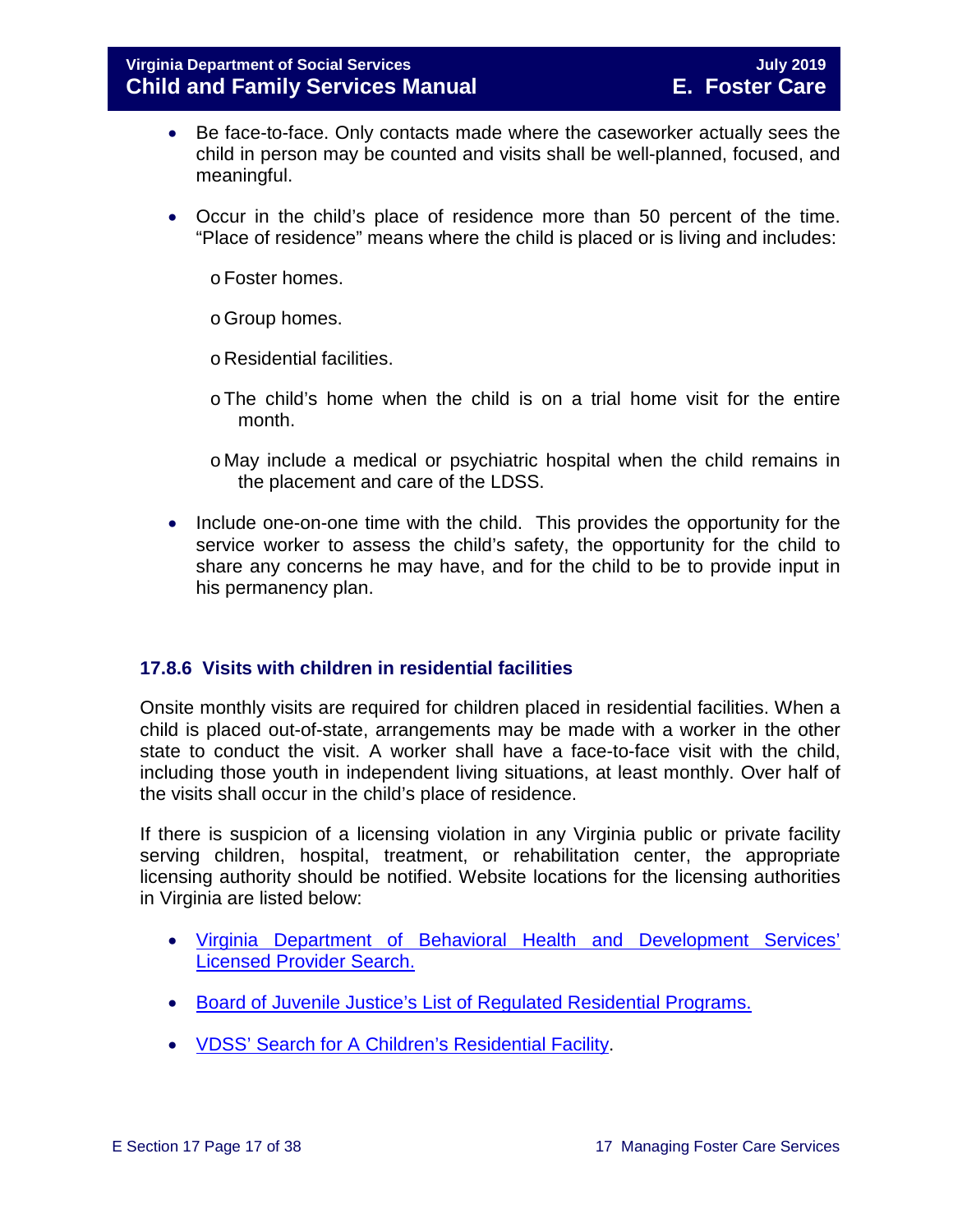- Be face-to-face. Only contacts made where the caseworker actually sees the child in person may be counted and visits shall be well-planned, focused, and meaningful.
- Occur in the child's place of residence more than 50 percent of the time. "Place of residence" means where the child is placed or is living and includes:
  - Foster homes.
  - Group homes.
  - Residential facilities.
  - The child's home when the child is on a trial home visit for the entire month.
  - May include a medical or psychiatric hospital when the child remains in the placement and care of the LDSS.
- Include one-on-one time with the child. This provides the opportunity for the service worker to assess the child's safety, the opportunity for the child to share any concerns he may have, and for the child to be to provide input in his permanency plan.

### 17.8.6 Visits with children in residential facilities

Onsite monthly visits are required for children placed in residential facilities. When a child is placed out-of-state, arrangements may be made with a worker in the other state to conduct the visit. A worker shall have a face-to-face visit with the child, including those youth in independent living situations, at least monthly. Over half of the visits shall occur in the child's place of residence.

If there is suspicion of a licensing violation in any Virginia public or private facility serving children, hospital, treatment, or rehabilitation center, the appropriate licensing authority should be notified. Website locations for the licensing authorities in Virginia are listed below:

- Virginia Department of Behavioral Health and Development Services' Licensed Provider Search.
- Board of Juvenile Justice's List of Regulated Residential Programs.
- VDSS' Search for A Children's Residential Facility.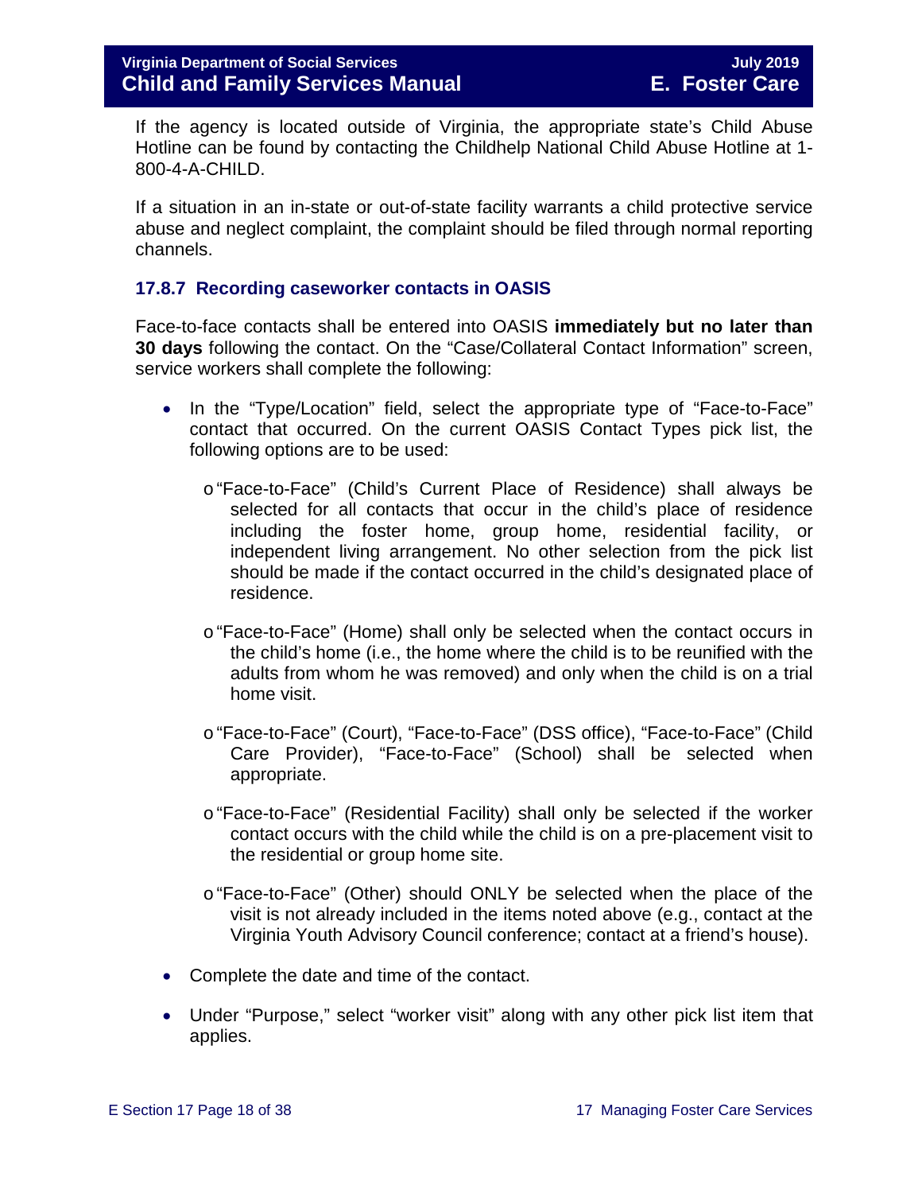If the agency is located outside of Virginia, the appropriate state's Child Abuse Hotline can be found by contacting the Childhelp National Child Abuse Hotline at 1-800-4-A-CHILD.

If a situation in an in-state or out-of-state facility warrants a child protective service abuse and neglect complaint, the complaint should be filed through normal reporting channels.

### 17.8.7 Recording caseworker contacts in OASIS

Face-to-face contacts shall be entered into OASIS **immediately but no later than 30 days** following the contact. On the "Case/Collateral Contact Information" screen, service workers shall complete the following:

- In the "Type/Location" field, select the appropriate type of "Face-to-Face" contact that occurred. On the current OASIS Contact Types pick list, the following options are to be used:
  - "Face-to-Face" (Child's Current Place of Residence) shall always be selected for all contacts that occur in the child's place of residence including the foster home, group home, residential facility, or independent living arrangement. No other selection from the pick list should be made if the contact occurred in the child's designated place of residence.
  - "Face-to-Face" (Home) shall only be selected when the contact occurs in the child's home (i.e., the home where the child is to be reunified with the adults from whom he was removed) and only when the child is on a trial home visit.
  - "Face-to-Face" (Court), "Face-to-Face" (DSS office), "Face-to-Face" (Child Care Provider), "Face-to-Face" (School) shall be selected when appropriate.
  - "Face-to-Face" (Residential Facility) shall only be selected if the worker contact occurs with the child while the child is on a pre-placement visit to the residential or group home site.
  - "Face-to-Face" (Other) should ONLY be selected when the place of the visit is not already included in the items noted above (e.g., contact at the Virginia Youth Advisory Council conference; contact at a friend's house).
- Complete the date and time of the contact.
- Under "Purpose," select "worker visit" along with any other pick list item that applies.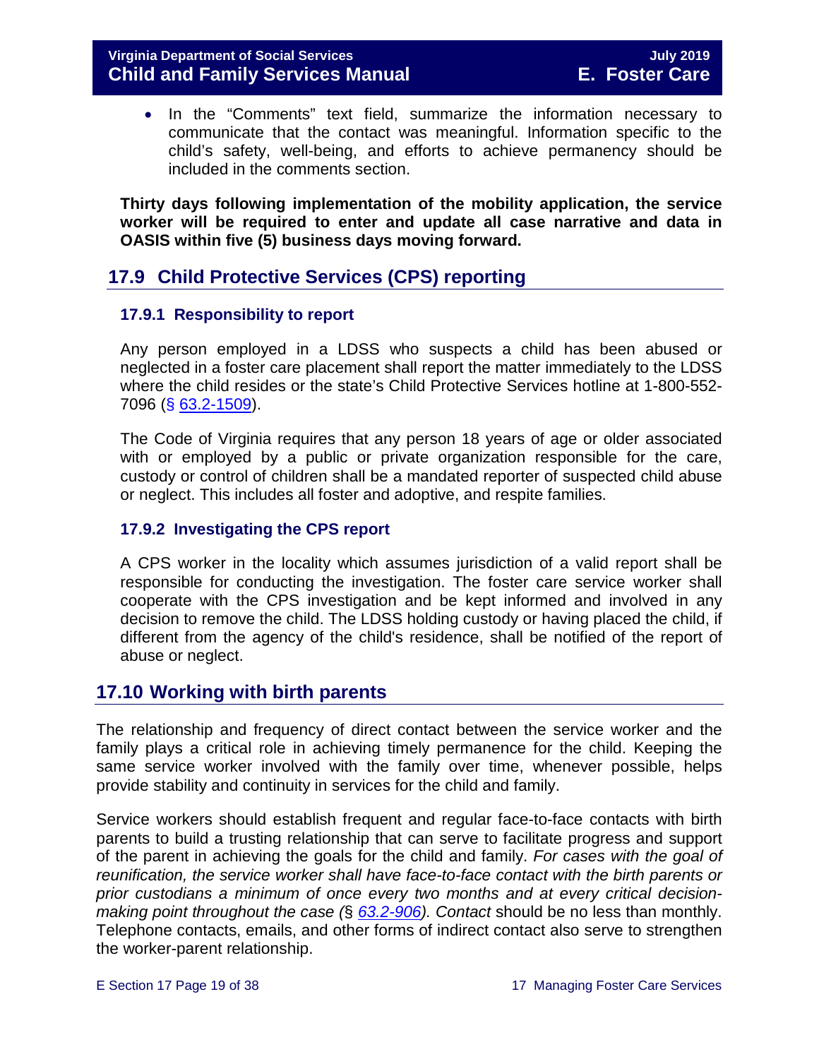- In the "Comments" text field, summarize the information necessary to communicate that the contact was meaningful. Information specific to the child's safety, well-being, and efforts to achieve permanency should be included in the comments section.

**Thirty days following implementation of the mobility application, the service worker will be required to enter and update all case narrative and data in OASIS within five (5) business days moving forward.**

## 17.9 Child Protective Services (CPS) reporting

### 17.9.1 Responsibility to report

Any person employed in a LDSS who suspects a child has been abused or neglected in a foster care placement shall report the matter immediately to the LDSS where the child resides or the state's Child Protective Services hotline at 1-800-552-7096 (§ 63.2-1509).

The Code of Virginia requires that any person 18 years of age or older associated with or employed by a public or private organization responsible for the care, custody or control of children shall be a mandated reporter of suspected child abuse or neglect. This includes all foster and adoptive, and respite families.

### 17.9.2 Investigating the CPS report

A CPS worker in the locality which assumes jurisdiction of a valid report shall be responsible for conducting the investigation. The foster care service worker shall cooperate with the CPS investigation and be kept informed and involved in any decision to remove the child. The LDSS holding custody or having placed the child, if different from the agency of the child's residence, shall be notified of the report of abuse or neglect.

## 17.10 Working with birth parents

The relationship and frequency of direct contact between the service worker and the family plays a critical role in achieving timely permanence for the child. Keeping the same service worker involved with the family over time, whenever possible, helps provide stability and continuity in services for the child and family.

Service workers should establish frequent and regular face-to-face contacts with birth parents to build a trusting relationship that can serve to facilitate progress and support of the parent in achieving the goals for the child and family. *For cases with the goal of reunification, the service worker shall have face-to-face contact with the birth parents or prior custodians a minimum of once every two months and at every critical decision-making point throughout the case (§ 63.2-906). Contact* should be no less than monthly. Telephone contacts, emails, and other forms of indirect contact also serve to strengthen the worker-parent relationship.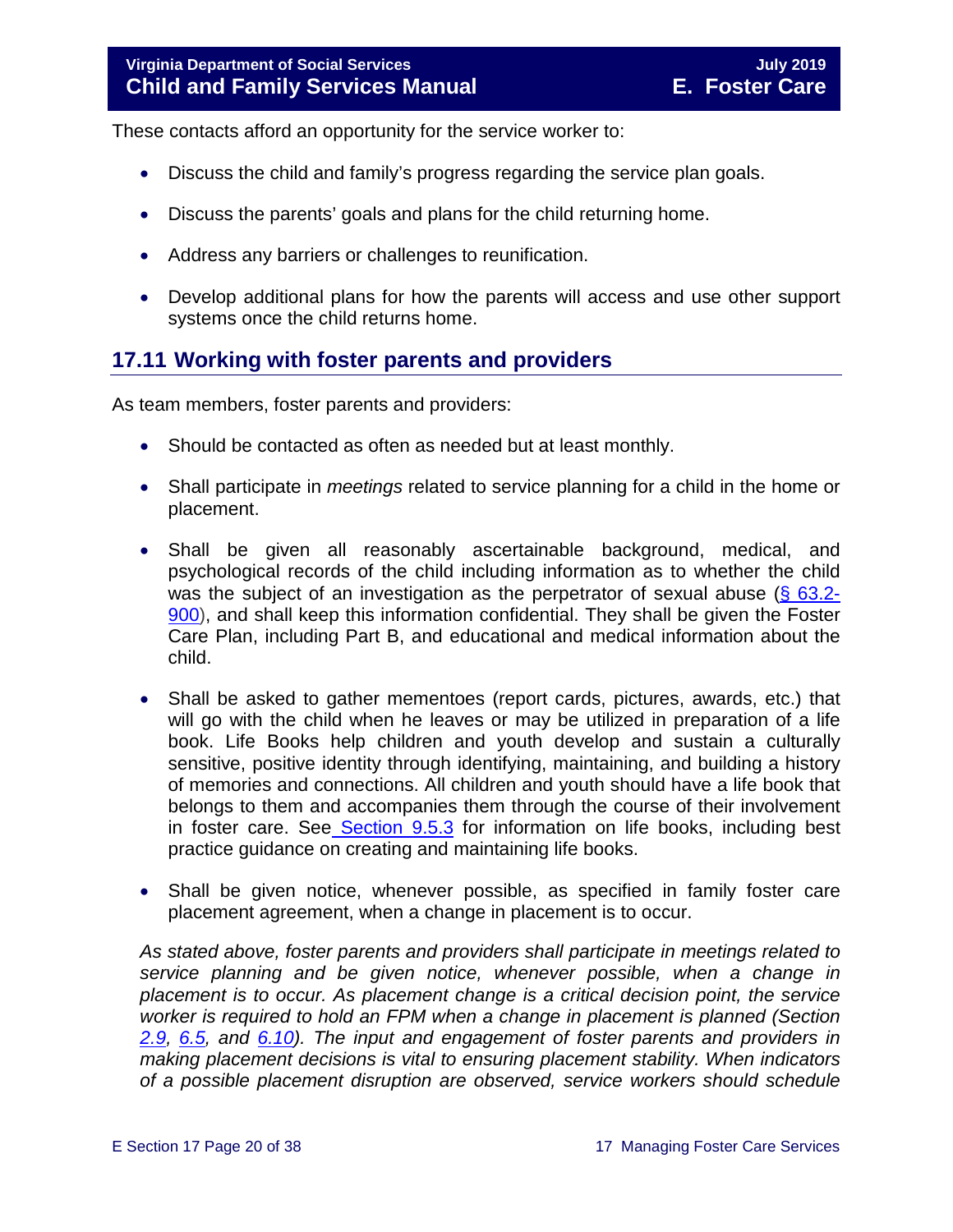These contacts afford an opportunity for the service worker to:

- Discuss the child and family's progress regarding the service plan goals.
- Discuss the parents' goals and plans for the child returning home.
- Address any barriers or challenges to reunification.
- Develop additional plans for how the parents will access and use other support systems once the child returns home.

## 17.11 Working with foster parents and providers

As team members, foster parents and providers:

- Should be contacted as often as needed but at least monthly.
- Shall participate in *meetings* related to service planning for a child in the home or placement.
- Shall be given all reasonably ascertainable background, medical, and psychological records of the child including information as to whether the child was the subject of an investigation as the perpetrator of sexual abuse (§ 63.2-900), and shall keep this information confidential. They shall be given the Foster Care Plan, including Part B, and educational and medical information about the child.
- Shall be asked to gather mementoes (report cards, pictures, awards, etc.) that will go with the child when he leaves or may be utilized in preparation of a life book. Life Books help children and youth develop and sustain a culturally sensitive, positive identity through identifying, maintaining, and building a history of memories and connections. All children and youth should have a life book that belongs to them and accompanies them through the course of their involvement in foster care. See Section 9.5.3 for information on life books, including best practice guidance on creating and maintaining life books.
- Shall be given notice, whenever possible, as specified in family foster care placement agreement, when a change in placement is to occur.

*As stated above, foster parents and providers shall participate in meetings related to service planning and be given notice, whenever possible, when a change in placement is to occur. As placement change is a critical decision point, the service worker is required to hold an FPM when a change in placement is planned (Section 2.9, 6.5, and 6.10). The input and engagement of foster parents and providers in making placement decisions is vital to ensuring placement stability. When indicators of a possible placement disruption are observed, service workers should schedule*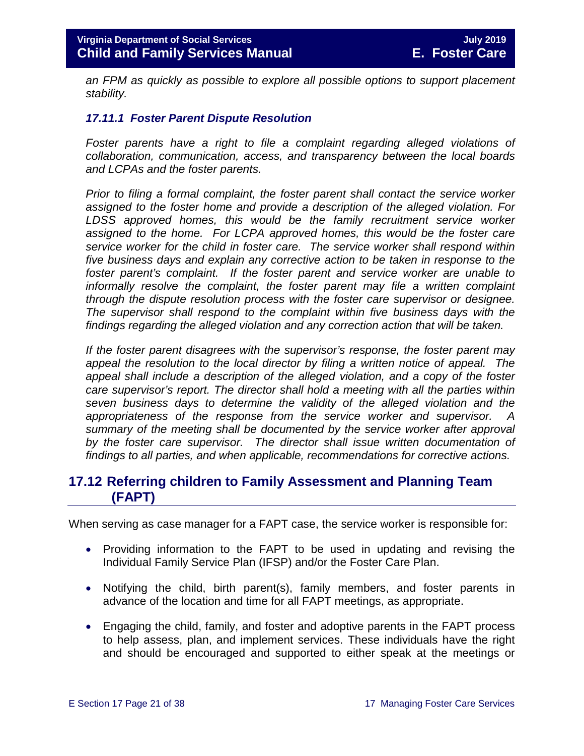*an FPM as quickly as possible to explore all possible options to support placement stability.*

### *17.11.1 Foster Parent Dispute Resolution*

*Foster parents have a right to file a complaint regarding alleged violations of collaboration, communication, access, and transparency between the local boards and LCPAs and the foster parents.*

*Prior to filing a formal complaint, the foster parent shall contact the service worker assigned to the foster home and provide a description of the alleged violation. For LDSS approved homes, this would be the family recruitment service worker assigned to the home. For LCPA approved homes, this would be the foster care service worker for the child in foster care. The service worker shall respond within five business days and explain any corrective action to be taken in response to the foster parent's complaint. If the foster parent and service worker are unable to informally resolve the complaint, the foster parent may file a written complaint through the dispute resolution process with the foster care supervisor or designee. The supervisor shall respond to the complaint within five business days with the findings regarding the alleged violation and any correction action that will be taken.*

*If the foster parent disagrees with the supervisor's response, the foster parent may appeal the resolution to the local director by filing a written notice of appeal. The appeal shall include a description of the alleged violation, and a copy of the foster care supervisor's report. The director shall hold a meeting with all the parties within seven business days to determine the validity of the alleged violation and the appropriateness of the response from the service worker and supervisor. A summary of the meeting shall be documented by the service worker after approval by the foster care supervisor. The director shall issue written documentation of findings to all parties, and when applicable, recommendations for corrective actions.*

## 17.12 Referring children to Family Assessment and Planning Team (FAPT)

When serving as case manager for a FAPT case, the service worker is responsible for:

- Providing information to the FAPT to be used in updating and revising the Individual Family Service Plan (IFSP) and/or the Foster Care Plan.
- Notifying the child, birth parent(s), family members, and foster parents in advance of the location and time for all FAPT meetings, as appropriate.
- Engaging the child, family, and foster and adoptive parents in the FAPT process to help assess, plan, and implement services. These individuals have the right and should be encouraged and supported to either speak at the meetings or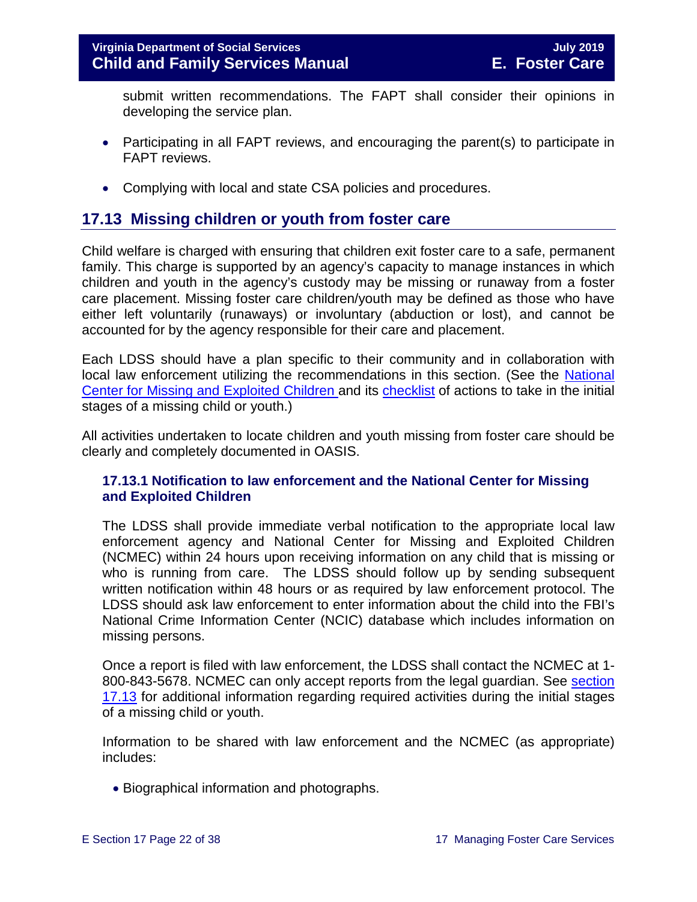submit written recommendations. The FAPT shall consider their opinions in developing the service plan.

- Participating in all FAPT reviews, and encouraging the parent(s) to participate in FAPT reviews.
- Complying with local and state CSA policies and procedures.

## 17.13 Missing children or youth from foster care

Child welfare is charged with ensuring that children exit foster care to a safe, permanent family. This charge is supported by an agency's capacity to manage instances in which children and youth in the agency's custody may be missing or runaway from a foster care placement. Missing foster care children/youth may be defined as those who have either left voluntarily (runaways) or involuntary (abduction or lost), and cannot be accounted for by the agency responsible for their care and placement.

Each LDSS should have a plan specific to their community and in collaboration with local law enforcement utilizing the recommendations in this section. (See the National Center for Missing and Exploited Children and its checklist of actions to take in the initial stages of a missing child or youth.)

All activities undertaken to locate children and youth missing from foster care should be clearly and completely documented in OASIS.

### 17.13.1 Notification to law enforcement and the National Center for Missing and Exploited Children

The LDSS shall provide immediate verbal notification to the appropriate local law enforcement agency and National Center for Missing and Exploited Children (NCMEC) within 24 hours upon receiving information on any child that is missing or who is running from care. The LDSS should follow up by sending subsequent written notification within 48 hours or as required by law enforcement protocol. The LDSS should ask law enforcement to enter information about the child into the FBI's National Crime Information Center (NCIC) database which includes information on missing persons.

Once a report is filed with law enforcement, the LDSS shall contact the NCMEC at 1-800-843-5678. NCMEC can only accept reports from the legal guardian. See section 17.13 for additional information regarding required activities during the initial stages of a missing child or youth.

Information to be shared with law enforcement and the NCMEC (as appropriate) includes:

- Biographical information and photographs.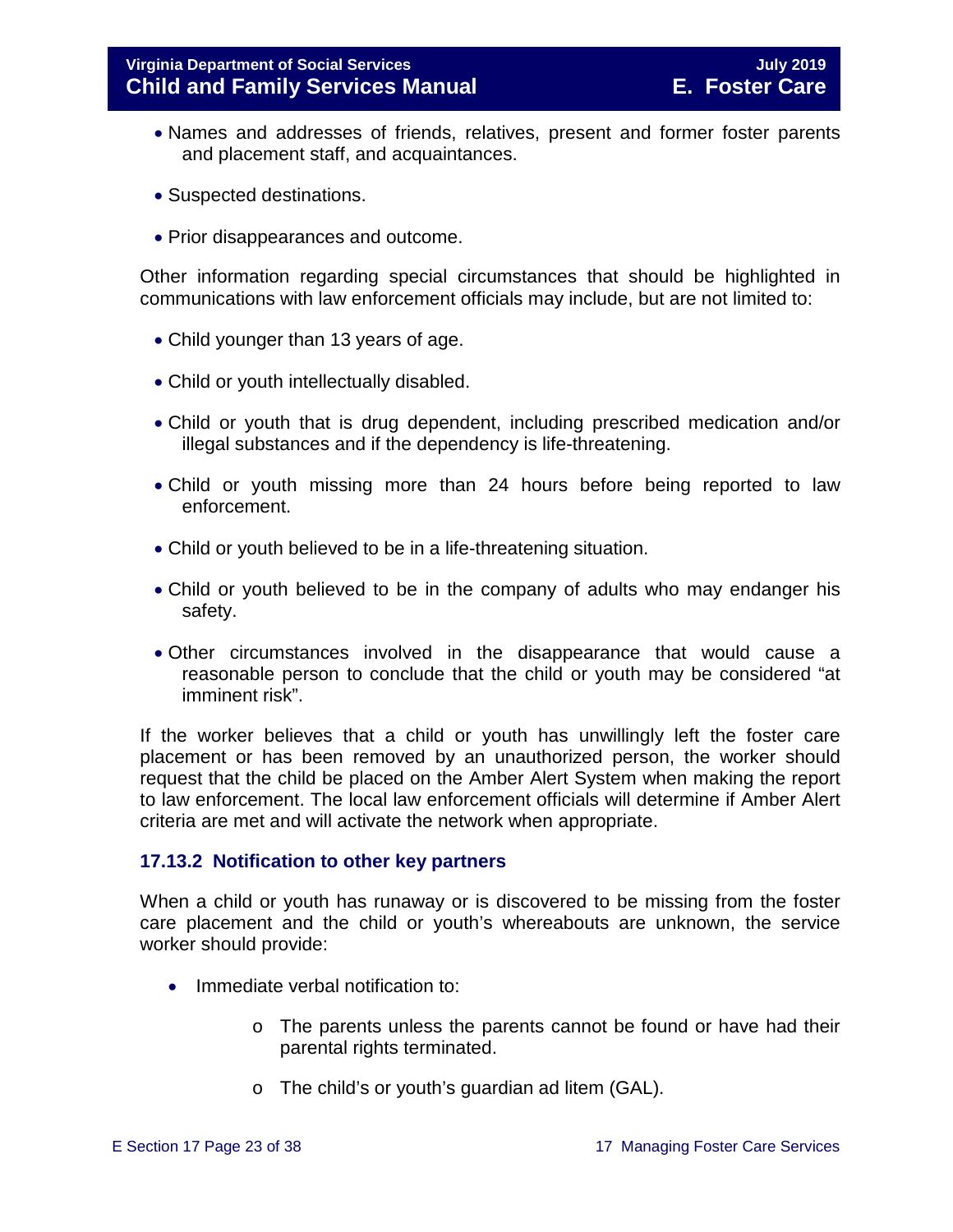- Names and addresses of friends, relatives, present and former foster parents and placement staff, and acquaintances.
- Suspected destinations.
- Prior disappearances and outcome.

Other information regarding special circumstances that should be highlighted in communications with law enforcement officials may include, but are not limited to:

- Child younger than 13 years of age.
- Child or youth intellectually disabled.
- Child or youth that is drug dependent, including prescribed medication and/or illegal substances and if the dependency is life-threatening.
- Child or youth missing more than 24 hours before being reported to law enforcement.
- Child or youth believed to be in a life-threatening situation.
- Child or youth believed to be in the company of adults who may endanger his safety.
- Other circumstances involved in the disappearance that would cause a reasonable person to conclude that the child or youth may be considered "at imminent risk".

If the worker believes that a child or youth has unwillingly left the foster care placement or has been removed by an unauthorized person, the worker should request that the child be placed on the Amber Alert System when making the report to law enforcement. The local law enforcement officials will determine if Amber Alert criteria are met and will activate the network when appropriate.

### 17.13.2 Notification to other key partners

When a child or youth has runaway or is discovered to be missing from the foster care placement and the child or youth's whereabouts are unknown, the service worker should provide:

- Immediate verbal notification to:
  - The parents unless the parents cannot be found or have had their parental rights terminated.
  - The child's or youth's guardian ad litem (GAL).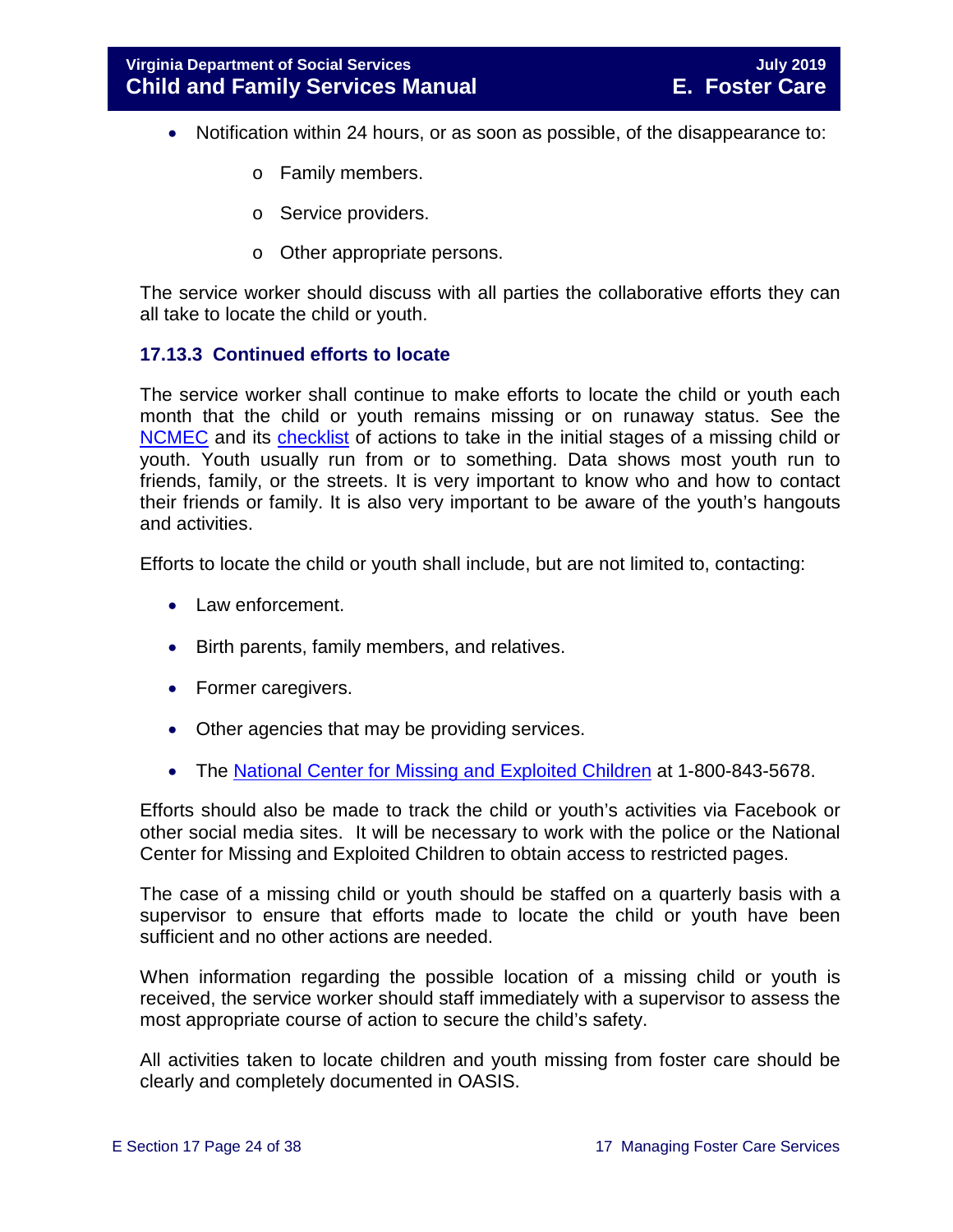- Notification within 24 hours, or as soon as possible, of the disappearance to:
    - Family members.
    - Service providers.
    - Other appropriate persons.

The service worker should discuss with all parties the collaborative efforts they can all take to locate the child or youth.

### 17.13.3 Continued efforts to locate

The service worker shall continue to make efforts to locate the child or youth each month that the child or youth remains missing or on runaway status. See the NCMEC and its checklist of actions to take in the initial stages of a missing child or youth. Youth usually run from or to something. Data shows most youth run to friends, family, or the streets. It is very important to know who and how to contact their friends or family. It is also very important to be aware of the youth's hangouts and activities.

Efforts to locate the child or youth shall include, but are not limited to, contacting:

- Law enforcement.
- Birth parents, family members, and relatives.
- Former caregivers.
- Other agencies that may be providing services.
- The National Center for Missing and Exploited Children at 1-800-843-5678.

Efforts should also be made to track the child or youth's activities via Facebook or other social media sites. It will be necessary to work with the police or the National Center for Missing and Exploited Children to obtain access to restricted pages.

The case of a missing child or youth should be staffed on a quarterly basis with a supervisor to ensure that efforts made to locate the child or youth have been sufficient and no other actions are needed.

When information regarding the possible location of a missing child or youth is received, the service worker should staff immediately with a supervisor to assess the most appropriate course of action to secure the child's safety.

All activities taken to locate children and youth missing from foster care should be clearly and completely documented in OASIS.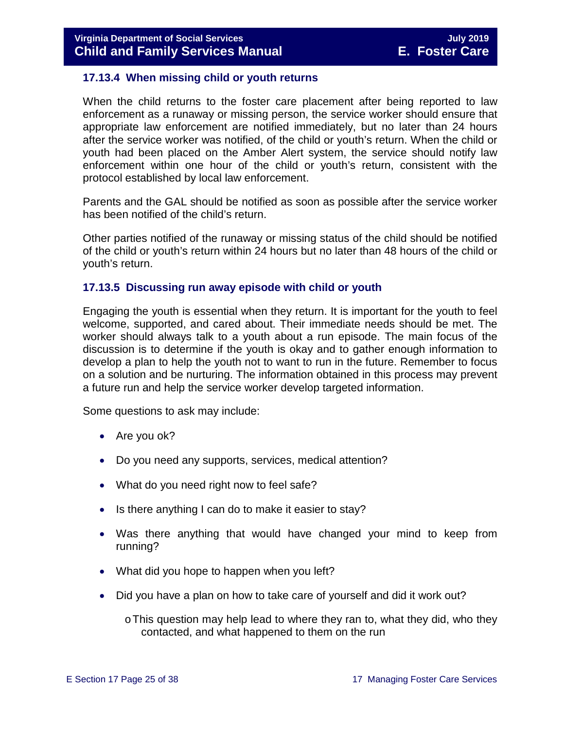### 17.13.4 When missing child or youth returns

When the child returns to the foster care placement after being reported to law enforcement as a runaway or missing person, the service worker should ensure that appropriate law enforcement are notified immediately, but no later than 24 hours after the service worker was notified, of the child or youth's return. When the child or youth had been placed on the Amber Alert system, the service should notify law enforcement within one hour of the child or youth's return, consistent with the protocol established by local law enforcement.

Parents and the GAL should be notified as soon as possible after the service worker has been notified of the child's return.

Other parties notified of the runaway or missing status of the child should be notified of the child or youth's return within 24 hours but no later than 48 hours of the child or youth's return.

### 17.13.5 Discussing run away episode with child or youth

Engaging the youth is essential when they return. It is important for the youth to feel welcome, supported, and cared about. Their immediate needs should be met. The worker should always talk to a youth about a run episode. The main focus of the discussion is to determine if the youth is okay and to gather enough information to develop a plan to help the youth not to want to run in the future. Remember to focus on a solution and be nurturing. The information obtained in this process may prevent a future run and help the service worker develop targeted information.

Some questions to ask may include:

- Are you ok?
- Do you need any supports, services, medical attention?
- What do you need right now to feel safe?
- Is there anything I can do to make it easier to stay?
- Was there anything that would have changed your mind to keep from running?
- What did you hope to happen when you left?
- Did you have a plan on how to take care of yourself and did it work out?
    - This question may help lead to where they ran to, what they did, who they contacted, and what happened to them on the run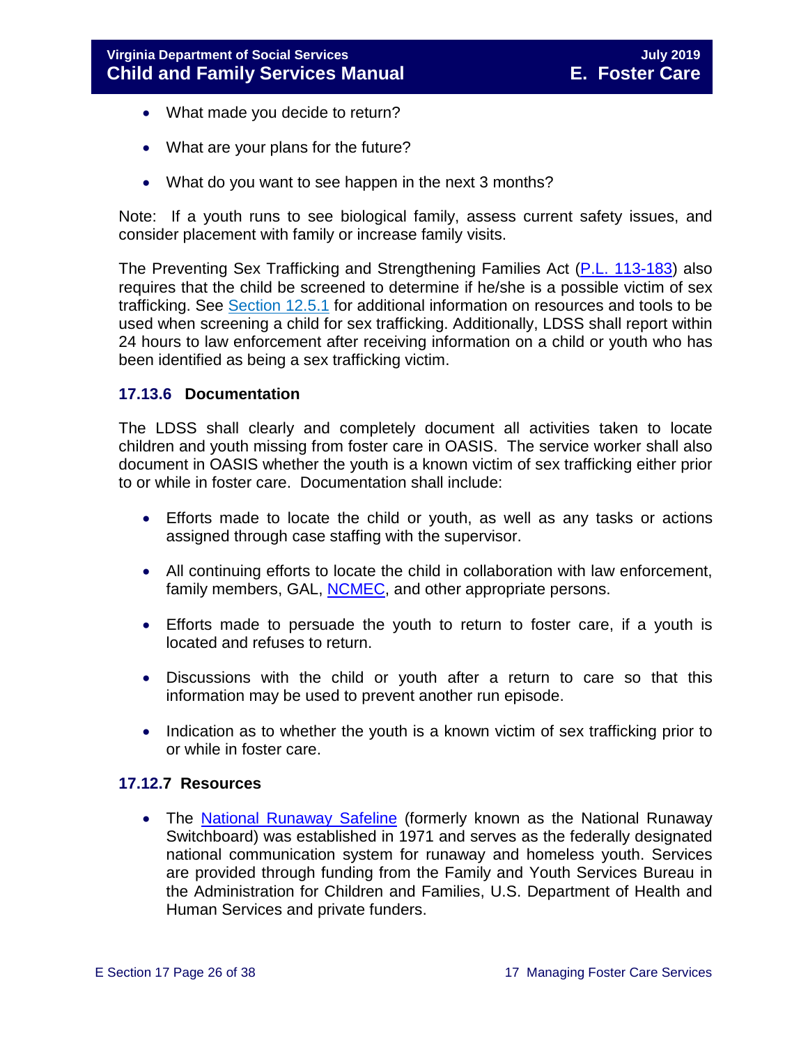- What made you decide to return?
- What are your plans for the future?
- What do you want to see happen in the next 3 months?

Note: If a youth runs to see biological family, assess current safety issues, and consider placement with family or increase family visits.

The Preventing Sex Trafficking and Strengthening Families Act (P.L. 113-183) also requires that the child be screened to determine if he/she is a possible victim of sex trafficking. See Section 12.5.1 for additional information on resources and tools to be used when screening a child for sex trafficking. Additionally, LDSS shall report within 24 hours to law enforcement after receiving information on a child or youth who has been identified as being a sex trafficking victim.

### 17.13.6 Documentation

The LDSS shall clearly and completely document all activities taken to locate children and youth missing from foster care in OASIS. The service worker shall also document in OASIS whether the youth is a known victim of sex trafficking either prior to or while in foster care. Documentation shall include:

- Efforts made to locate the child or youth, as well as any tasks or actions assigned through case staffing with the supervisor.
- All continuing efforts to locate the child in collaboration with law enforcement, family members, GAL, NCMEC, and other appropriate persons.
- Efforts made to persuade the youth to return to foster care, if a youth is located and refuses to return.
- Discussions with the child or youth after a return to care so that this information may be used to prevent another run episode.
- Indication as to whether the youth is a known victim of sex trafficking prior to or while in foster care.

### 17.12.7 Resources

- The National Runaway Safeline (formerly known as the National Runaway Switchboard) was established in 1971 and serves as the federally designated national communication system for runaway and homeless youth. Services are provided through funding from the Family and Youth Services Bureau in the Administration for Children and Families, U.S. Department of Health and Human Services and private funders.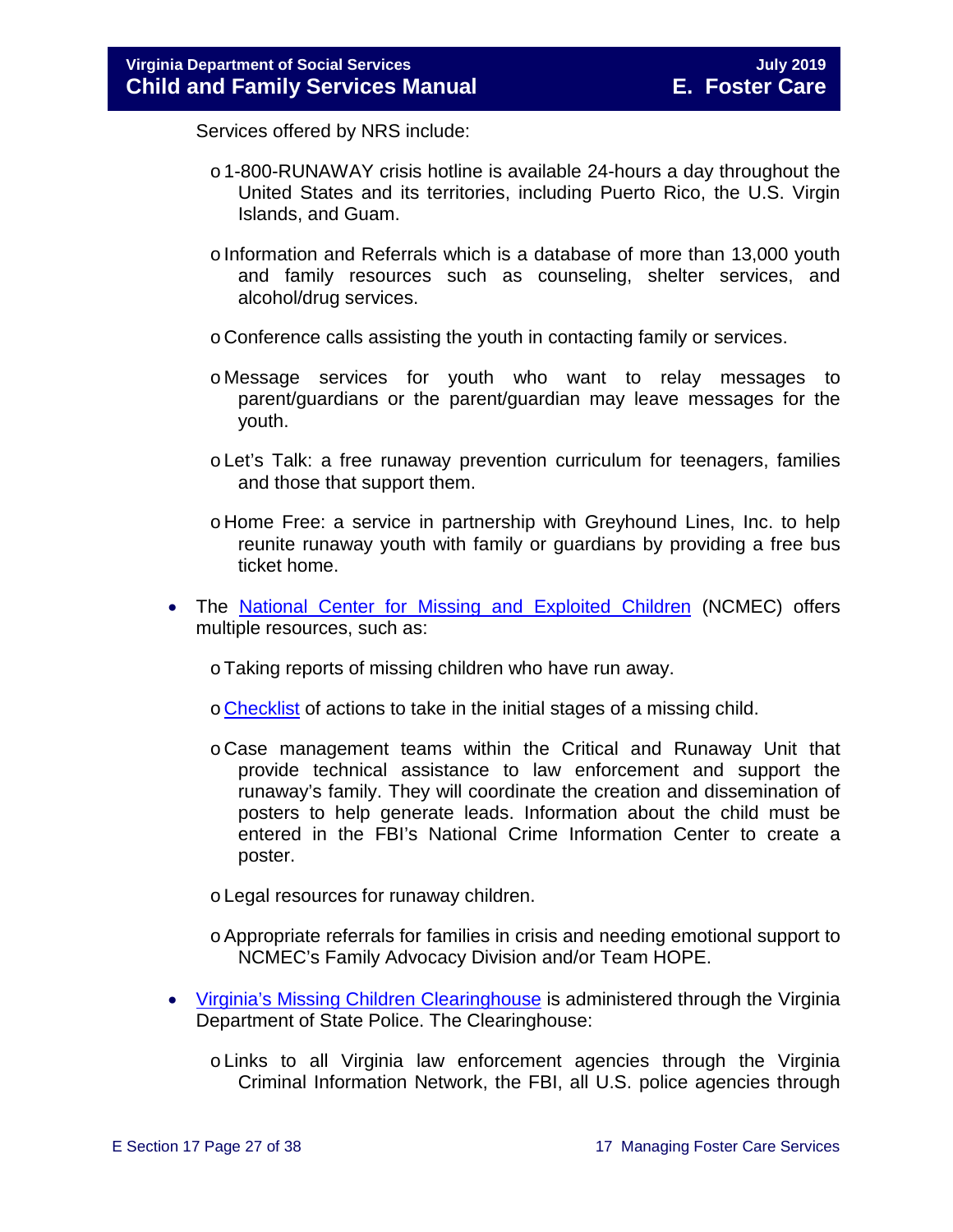Services offered by NRS include:

- 1-800-RUNAWAY crisis hotline is available 24-hours a day throughout the United States and its territories, including Puerto Rico, the U.S. Virgin Islands, and Guam.
- Information and Referrals which is a database of more than 13,000 youth and family resources such as counseling, shelter services, and alcohol/drug services.
- Conference calls assisting the youth in contacting family or services.
- Message services for youth who want to relay messages to parent/guardians or the parent/guardian may leave messages for the youth.
- Let's Talk: a free runaway prevention curriculum for teenagers, families and those that support them.
- Home Free: a service in partnership with Greyhound Lines, Inc. to help reunite runaway youth with family or guardians by providing a free bus ticket home.

- The National Center for Missing and Exploited Children (NCMEC) offers multiple resources, such as:
  - Taking reports of missing children who have run away.
  - Checklist of actions to take in the initial stages of a missing child.
  - Case management teams within the Critical and Runaway Unit that provide technical assistance to law enforcement and support the runaway's family. They will coordinate the creation and dissemination of posters to help generate leads. Information about the child must be entered in the FBI's National Crime Information Center to create a poster.
  - Legal resources for runaway children.
  - Appropriate referrals for families in crisis and needing emotional support to NCMEC's Family Advocacy Division and/or Team HOPE.
- Virginia's Missing Children Clearinghouse is administered through the Virginia Department of State Police. The Clearinghouse:
  - Links to all Virginia law enforcement agencies through the Virginia Criminal Information Network, the FBI, all U.S. police agencies through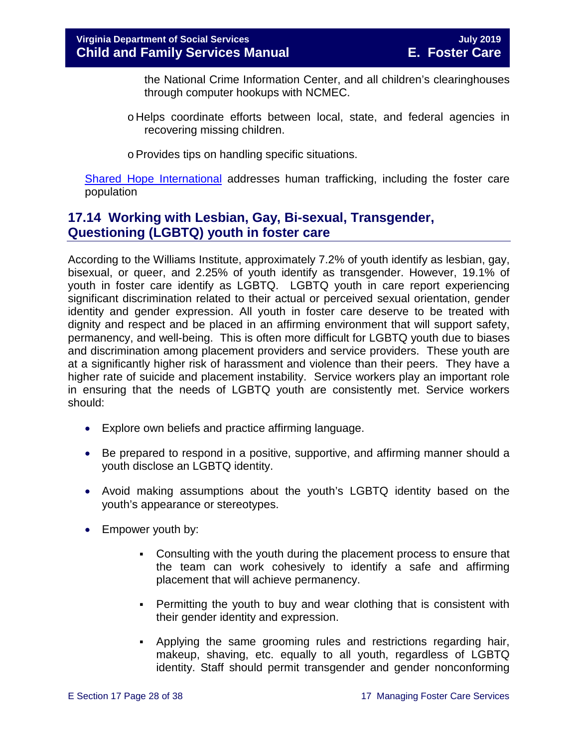the National Crime Information Center, and all children's clearinghouses through computer hookups with NCMEC.

- Helps coordinate efforts between local, state, and federal agencies in recovering missing children.
- Provides tips on handling specific situations.

[Shared Hope International](#) addresses human trafficking, including the foster care population

## 17.14 Working with Lesbian, Gay, Bi-sexual, Transgender, Questioning (LGBTQ) youth in foster care

According to the Williams Institute, approximately 7.2% of youth identify as lesbian, gay, bisexual, or queer, and 2.25% of youth identify as transgender. However, 19.1% of youth in foster care identify as LGBTQ. LGBTQ youth in care report experiencing significant discrimination related to their actual or perceived sexual orientation, gender identity and gender expression. All youth in foster care deserve to be treated with dignity and respect and be placed in an affirming environment that will support safety, permanency, and well-being. This is often more difficult for LGBTQ youth due to biases and discrimination among placement providers and service providers. These youth are at a significantly higher risk of harassment and violence than their peers. They have a higher rate of suicide and placement instability. Service workers play an important role in ensuring that the needs of LGBTQ youth are consistently met. Service workers should:

- Explore own beliefs and practice affirming language.
- Be prepared to respond in a positive, supportive, and affirming manner should a youth disclose an LGBTQ identity.
- Avoid making assumptions about the youth's LGBTQ identity based on the youth's appearance or stereotypes.
- Empower youth by:
  - Consulting with the youth during the placement process to ensure that the team can work cohesively to identify a safe and affirming placement that will achieve permanency.
  - Permitting the youth to buy and wear clothing that is consistent with their gender identity and expression.
  - Applying the same grooming rules and restrictions regarding hair, makeup, shaving, etc. equally to all youth, regardless of LGBTQ identity. Staff should permit transgender and gender nonconforming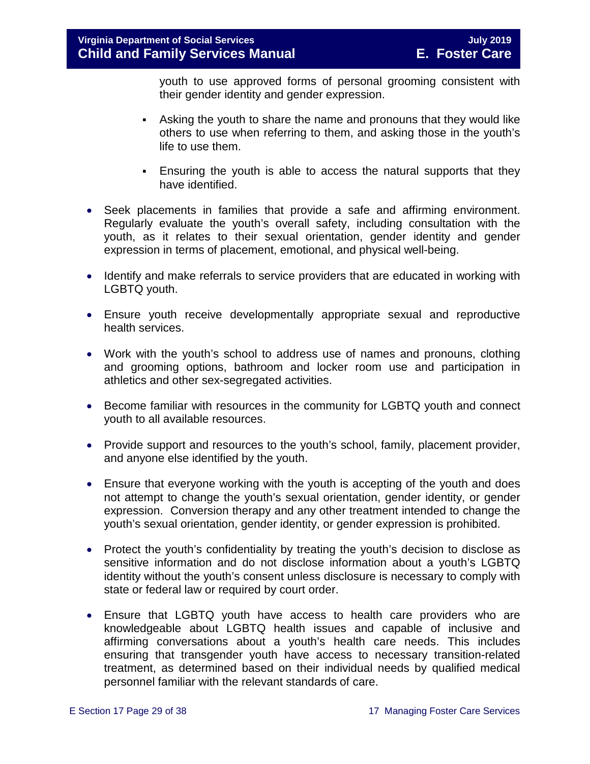youth to use approved forms of personal grooming consistent with their gender identity and gender expression.

    - Asking the youth to share the name and pronouns that they would like others to use when referring to them, and asking those in the youth's life to use them.

    - Ensuring the youth is able to access the natural supports that they have identified.

- Seek placements in families that provide a safe and affirming environment. Regularly evaluate the youth's overall safety, including consultation with the youth, as it relates to their sexual orientation, gender identity and gender expression in terms of placement, emotional, and physical well-being.

- Identify and make referrals to service providers that are educated in working with LGBTQ youth.

- Ensure youth receive developmentally appropriate sexual and reproductive health services.

- Work with the youth's school to address use of names and pronouns, clothing and grooming options, bathroom and locker room use and participation in athletics and other sex-segregated activities.

- Become familiar with resources in the community for LGBTQ youth and connect youth to all available resources.

- Provide support and resources to the youth's school, family, placement provider, and anyone else identified by the youth.

- Ensure that everyone working with the youth is accepting of the youth and does not attempt to change the youth's sexual orientation, gender identity, or gender expression. Conversion therapy and any other treatment intended to change the youth's sexual orientation, gender identity, or gender expression is prohibited.

- Protect the youth's confidentiality by treating the youth's decision to disclose as sensitive information and do not disclose information about a youth's LGBTQ identity without the youth's consent unless disclosure is necessary to comply with state or federal law or required by court order.

- Ensure that LGBTQ youth have access to health care providers who are knowledgeable about LGBTQ health issues and capable of inclusive and affirming conversations about a youth's health care needs. This includes ensuring that transgender youth have access to necessary transition-related treatment, as determined based on their individual needs by qualified medical personnel familiar with the relevant standards of care.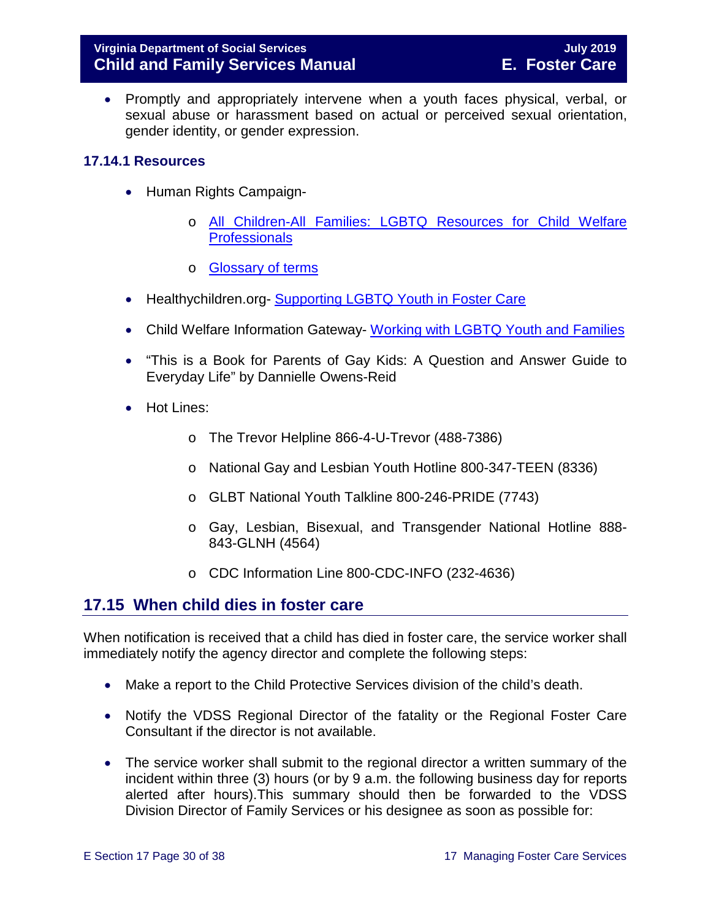- Promptly and appropriately intervene when a youth faces physical, verbal, or sexual abuse or harassment based on actual or perceived sexual orientation, gender identity, or gender expression.

### 17.14.1 Resources

- Human Rights Campaign-
  - All Children-All Families: LGBTQ Resources for Child Welfare Professionals
  - Glossary of terms
- Healthychildren.org- Supporting LGBTQ Youth in Foster Care
- Child Welfare Information Gateway- Working with LGBTQ Youth and Families
- "This is a Book for Parents of Gay Kids: A Question and Answer Guide to Everyday Life" by Dannielle Owens-Reid
- Hot Lines:
  - The Trevor Helpline 866-4-U-Trevor (488-7386)
  - National Gay and Lesbian Youth Hotline 800-347-TEEN (8336)
  - GLBT National Youth Talkline 800-246-PRIDE (7743)
  - Gay, Lesbian, Bisexual, and Transgender National Hotline 888-843-GLNH (4564)
  - CDC Information Line 800-CDC-INFO (232-4636)

## 17.15 When child dies in foster care

When notification is received that a child has died in foster care, the service worker shall immediately notify the agency director and complete the following steps:

- Make a report to the Child Protective Services division of the child's death.
- Notify the VDSS Regional Director of the fatality or the Regional Foster Care Consultant if the director is not available.
- The service worker shall submit to the regional director a written summary of the incident within three (3) hours (or by 9 a.m. the following business day for reports alerted after hours).This summary should then be forwarded to the VDSS Division Director of Family Services or his designee as soon as possible for: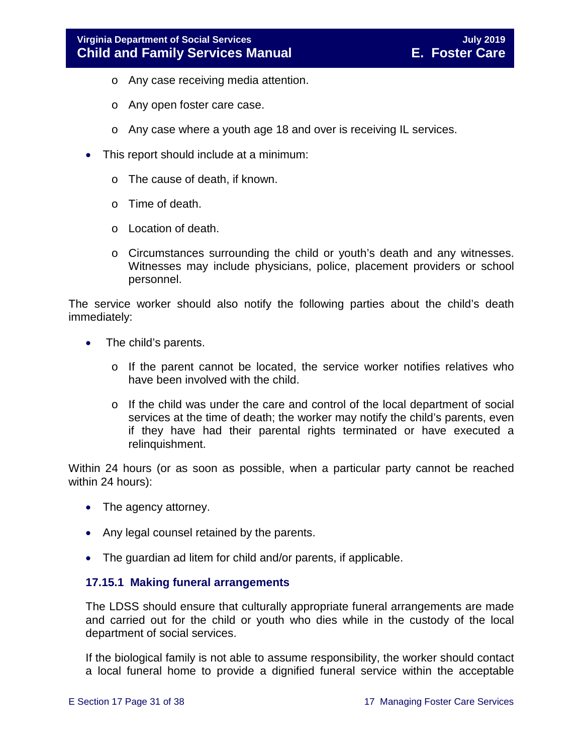- Any case receiving media attention.
  - Any open foster care case.
  - Any case where a youth age 18 and over is receiving IL services.
- This report should include at a minimum:
  - The cause of death, if known.
  - Time of death.
  - Location of death.
  - Circumstances surrounding the child or youth's death and any witnesses. Witnesses may include physicians, police, placement providers or school personnel.

The service worker should also notify the following parties about the child's death immediately:

- The child's parents.
  - If the parent cannot be located, the service worker notifies relatives who have been involved with the child.
  - If the child was under the care and control of the local department of social services at the time of death; the worker may notify the child's parents, even if they have had their parental rights terminated or have executed a relinquishment.

Within 24 hours (or as soon as possible, when a particular party cannot be reached within 24 hours):

- The agency attorney.
- Any legal counsel retained by the parents.
- The guardian ad litem for child and/or parents, if applicable.

### 17.15.1 Making funeral arrangements

The LDSS should ensure that culturally appropriate funeral arrangements are made and carried out for the child or youth who dies while in the custody of the local department of social services.

If the biological family is not able to assume responsibility, the worker should contact a local funeral home to provide a dignified funeral service within the acceptable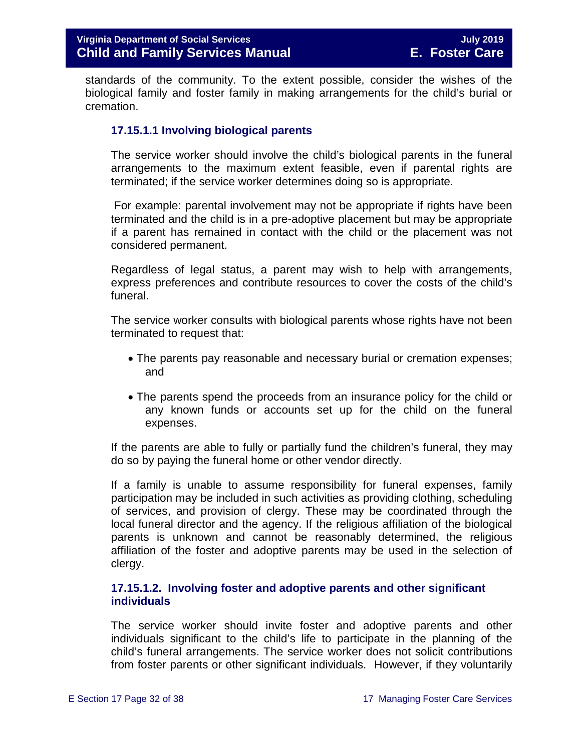standards of the community. To the extent possible, consider the wishes of the biological family and foster family in making arrangements for the child's burial or cremation.

#### 17.15.1.1 Involving biological parents

The service worker should involve the child's biological parents in the funeral arrangements to the maximum extent feasible, even if parental rights are terminated; if the service worker determines doing so is appropriate.

For example: parental involvement may not be appropriate if rights have been terminated and the child is in a pre-adoptive placement but may be appropriate if a parent has remained in contact with the child or the placement was not considered permanent.

Regardless of legal status, a parent may wish to help with arrangements, express preferences and contribute resources to cover the costs of the child's funeral.

The service worker consults with biological parents whose rights have not been terminated to request that:

- The parents pay reasonable and necessary burial or cremation expenses; and
- The parents spend the proceeds from an insurance policy for the child or any known funds or accounts set up for the child on the funeral expenses.

If the parents are able to fully or partially fund the children's funeral, they may do so by paying the funeral home or other vendor directly.

If a family is unable to assume responsibility for funeral expenses, family participation may be included in such activities as providing clothing, scheduling of services, and provision of clergy. These may be coordinated through the local funeral director and the agency. If the religious affiliation of the biological parents is unknown and cannot be reasonably determined, the religious affiliation of the foster and adoptive parents may be used in the selection of clergy.

#### 17.15.1.2. Involving foster and adoptive parents and other significant individuals

The service worker should invite foster and adoptive parents and other individuals significant to the child's life to participate in the planning of the child's funeral arrangements. The service worker does not solicit contributions from foster parents or other significant individuals. However, if they voluntarily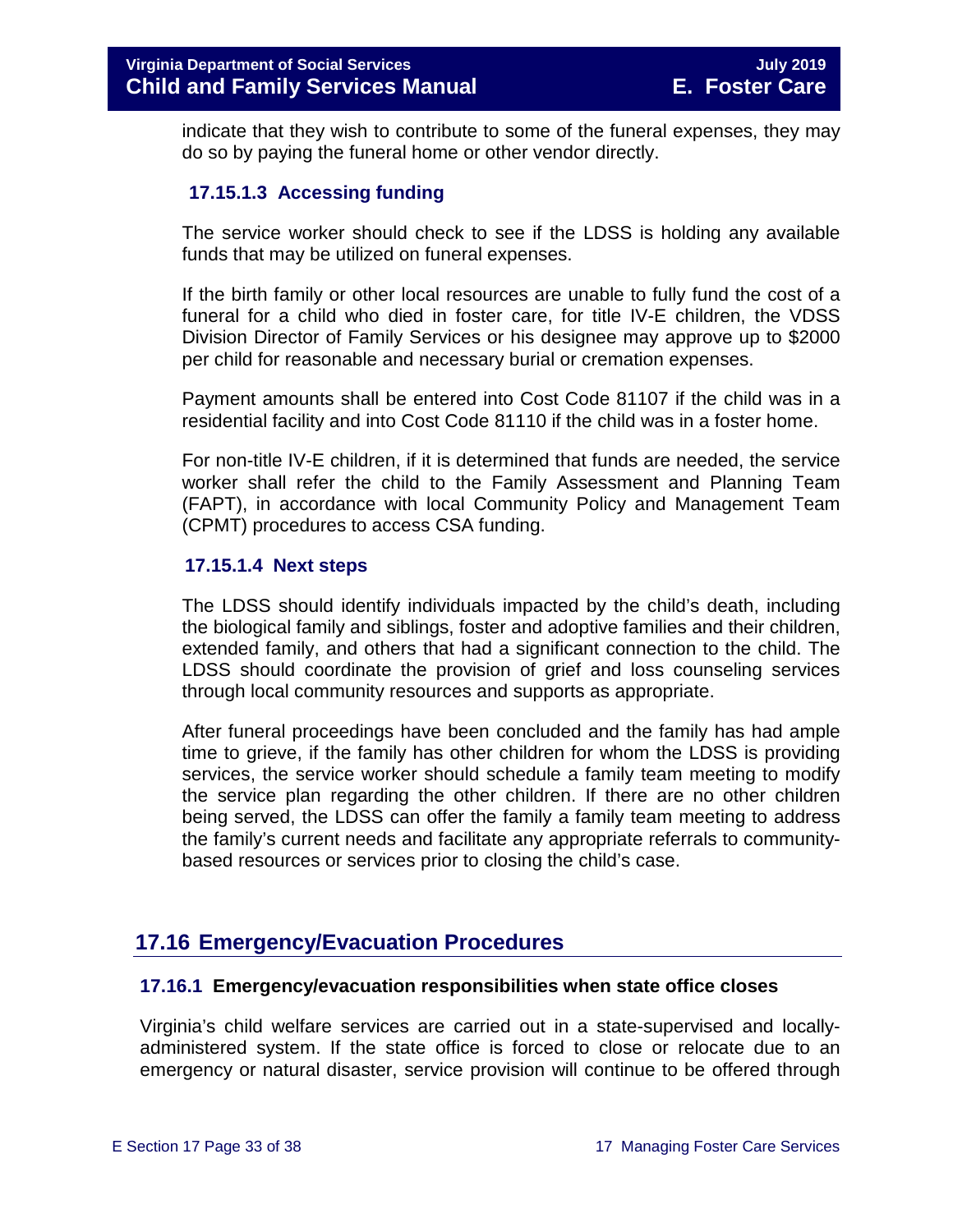indicate that they wish to contribute to some of the funeral expenses, they may do so by paying the funeral home or other vendor directly.

#### 17.15.1.3 Accessing funding

The service worker should check to see if the LDSS is holding any available funds that may be utilized on funeral expenses.

If the birth family or other local resources are unable to fully fund the cost of a funeral for a child who died in foster care, for title IV-E children, the VDSS Division Director of Family Services or his designee may approve up to $2000 per child for reasonable and necessary burial or cremation expenses.

Payment amounts shall be entered into Cost Code 81107 if the child was in a residential facility and into Cost Code 81110 if the child was in a foster home.

For non-title IV-E children, if it is determined that funds are needed, the service worker shall refer the child to the Family Assessment and Planning Team (FAPT), in accordance with local Community Policy and Management Team (CPMT) procedures to access CSA funding.

#### 17.15.1.4 Next steps

The LDSS should identify individuals impacted by the child's death, including the biological family and siblings, foster and adoptive families and their children, extended family, and others that had a significant connection to the child. The LDSS should coordinate the provision of grief and loss counseling services through local community resources and supports as appropriate.

After funeral proceedings have been concluded and the family has had ample time to grieve, if the family has other children for whom the LDSS is providing services, the service worker should schedule a family team meeting to modify the service plan regarding the other children. If there are no other children being served, the LDSS can offer the family a family team meeting to address the family's current needs and facilitate any appropriate referrals to community-based resources or services prior to closing the child's case.

## 17.16 Emergency/Evacuation Procedures

### 17.16.1 Emergency/evacuation responsibilities when state office closes

Virginia's child welfare services are carried out in a state-supervised and locally-administered system. If the state office is forced to close or relocate due to an emergency or natural disaster, service provision will continue to be offered through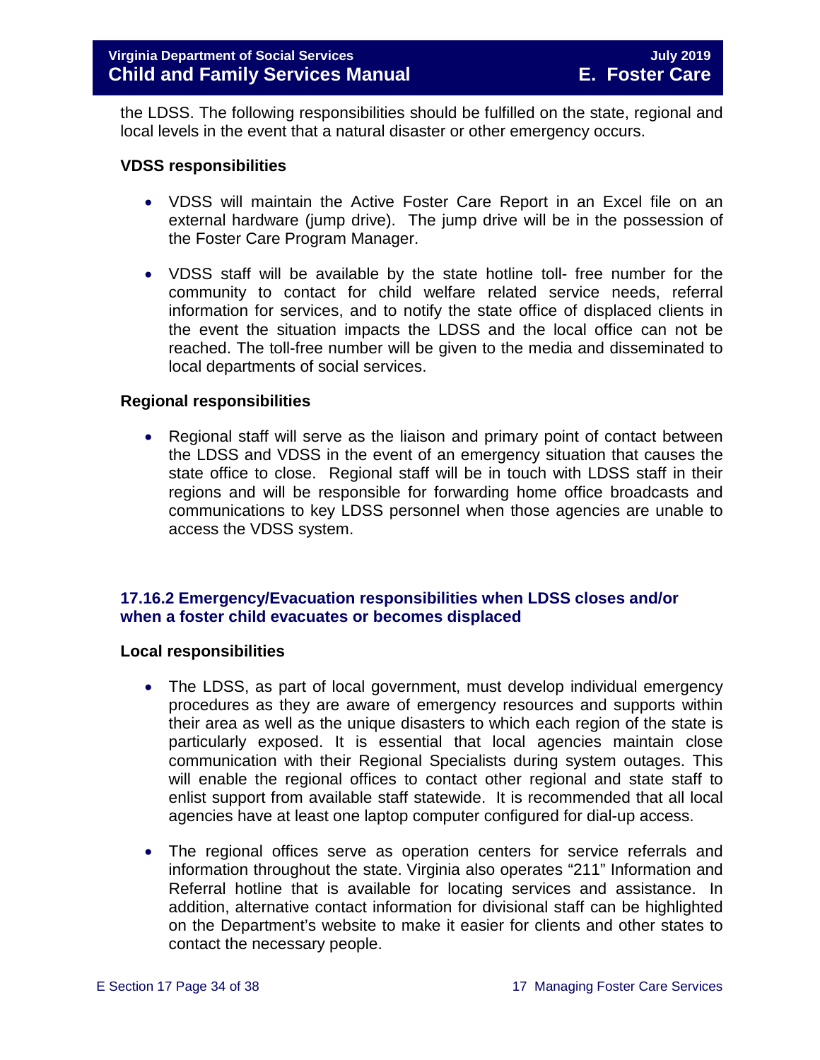the LDSS. The following responsibilities should be fulfilled on the state, regional and local levels in the event that a natural disaster or other emergency occurs.

**VDSS responsibilities**

- VDSS will maintain the Active Foster Care Report in an Excel file on an external hardware (jump drive). The jump drive will be in the possession of the Foster Care Program Manager.
- VDSS staff will be available by the state hotline toll- free number for the community to contact for child welfare related service needs, referral information for services, and to notify the state office of displaced clients in the event the situation impacts the LDSS and the local office can not be reached. The toll-free number will be given to the media and disseminated to local departments of social services.

**Regional responsibilities**

- Regional staff will serve as the liaison and primary point of contact between the LDSS and VDSS in the event of an emergency situation that causes the state office to close. Regional staff will be in touch with LDSS staff in their regions and will be responsible for forwarding home office broadcasts and communications to key LDSS personnel when those agencies are unable to access the VDSS system.

### 17.16.2 Emergency/Evacuation responsibilities when LDSS closes and/or when a foster child evacuates or becomes displaced

**Local responsibilities**

- The LDSS, as part of local government, must develop individual emergency procedures as they are aware of emergency resources and supports within their area as well as the unique disasters to which each region of the state is particularly exposed. It is essential that local agencies maintain close communication with their Regional Specialists during system outages. This will enable the regional offices to contact other regional and state staff to enlist support from available staff statewide. It is recommended that all local agencies have at least one laptop computer configured for dial-up access.
- The regional offices serve as operation centers for service referrals and information throughout the state. Virginia also operates "211" Information and Referral hotline that is available for locating services and assistance. In addition, alternative contact information for divisional staff can be highlighted on the Department's website to make it easier for clients and other states to contact the necessary people.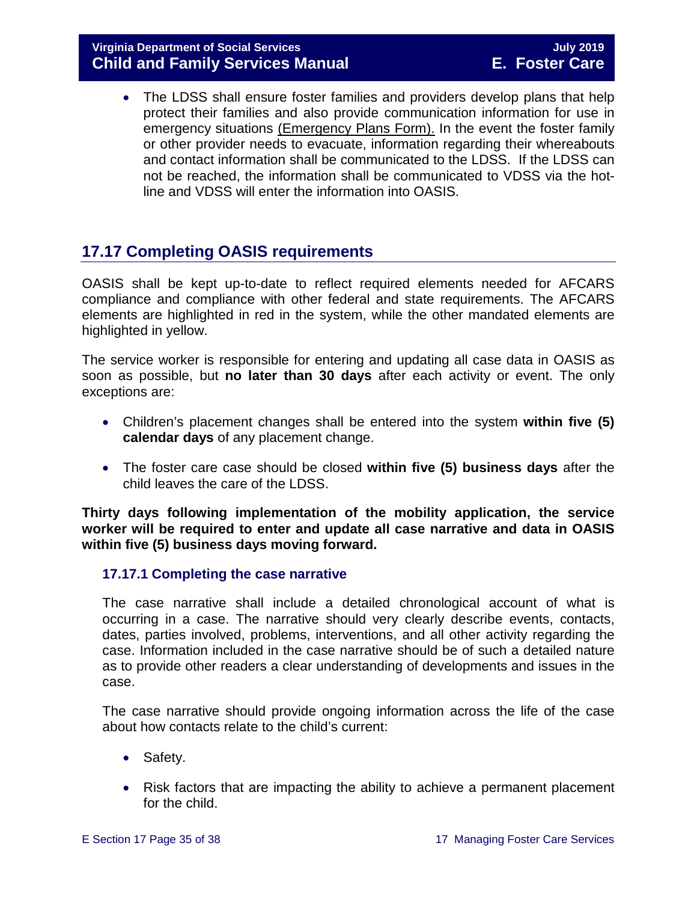- The LDSS shall ensure foster families and providers develop plans that help protect their families and also provide communication information for use in emergency situations (Emergency Plans Form). In the event the foster family or other provider needs to evacuate, information regarding their whereabouts and contact information shall be communicated to the LDSS. If the LDSS can not be reached, the information shall be communicated to VDSS via the hot-line and VDSS will enter the information into OASIS.

## 17.17 Completing OASIS requirements

OASIS shall be kept up-to-date to reflect required elements needed for AFCARS compliance and compliance with other federal and state requirements. The AFCARS elements are highlighted in red in the system, while the other mandated elements are highlighted in yellow.

The service worker is responsible for entering and updating all case data in OASIS as soon as possible, but **no later than 30 days** after each activity or event. The only exceptions are:

- Children's placement changes shall be entered into the system **within five (5) calendar days** of any placement change.
- The foster care case should be closed **within five (5) business days** after the child leaves the care of the LDSS.

**Thirty days following implementation of the mobility application, the service worker will be required to enter and update all case narrative and data in OASIS within five (5) business days moving forward.**

### 17.17.1 Completing the case narrative

The case narrative shall include a detailed chronological account of what is occurring in a case. The narrative should very clearly describe events, contacts, dates, parties involved, problems, interventions, and all other activity regarding the case. Information included in the case narrative should be of such a detailed nature as to provide other readers a clear understanding of developments and issues in the case.

The case narrative should provide ongoing information across the life of the case about how contacts relate to the child's current:

- Safety.
- Risk factors that are impacting the ability to achieve a permanent placement for the child.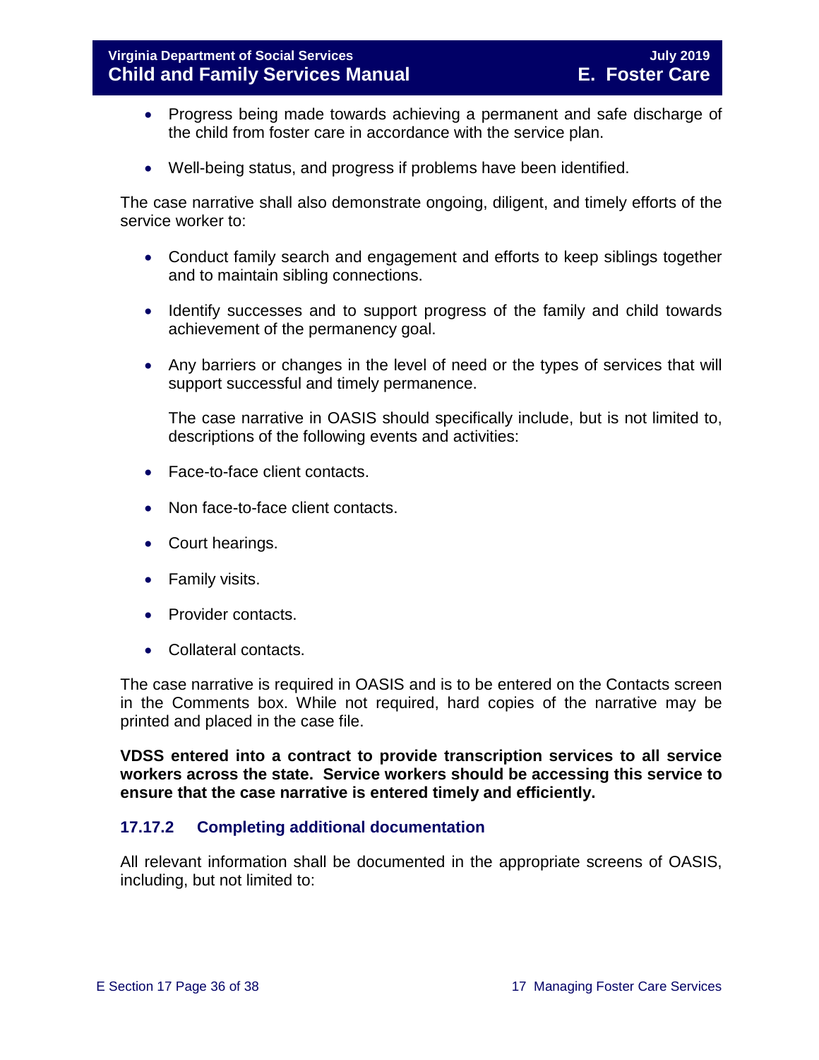- Progress being made towards achieving a permanent and safe discharge of the child from foster care in accordance with the service plan.
- Well-being status, and progress if problems have been identified.

The case narrative shall also demonstrate ongoing, diligent, and timely efforts of the service worker to:

- Conduct family search and engagement and efforts to keep siblings together and to maintain sibling connections.
- Identify successes and to support progress of the family and child towards achievement of the permanency goal.
- Any barriers or changes in the level of need or the types of services that will support successful and timely permanence.

  The case narrative in OASIS should specifically include, but is not limited to, descriptions of the following events and activities:

- Face-to-face client contacts.
- Non face-to-face client contacts.
- Court hearings.
- Family visits.
- Provider contacts.
- Collateral contacts.

The case narrative is required in OASIS and is to be entered on the Contacts screen in the Comments box. While not required, hard copies of the narrative may be printed and placed in the case file.

**VDSS entered into a contract to provide transcription services to all service workers across the state. Service workers should be accessing this service to ensure that the case narrative is entered timely and efficiently.**

### 17.17.2 Completing additional documentation

All relevant information shall be documented in the appropriate screens of OASIS, including, but not limited to: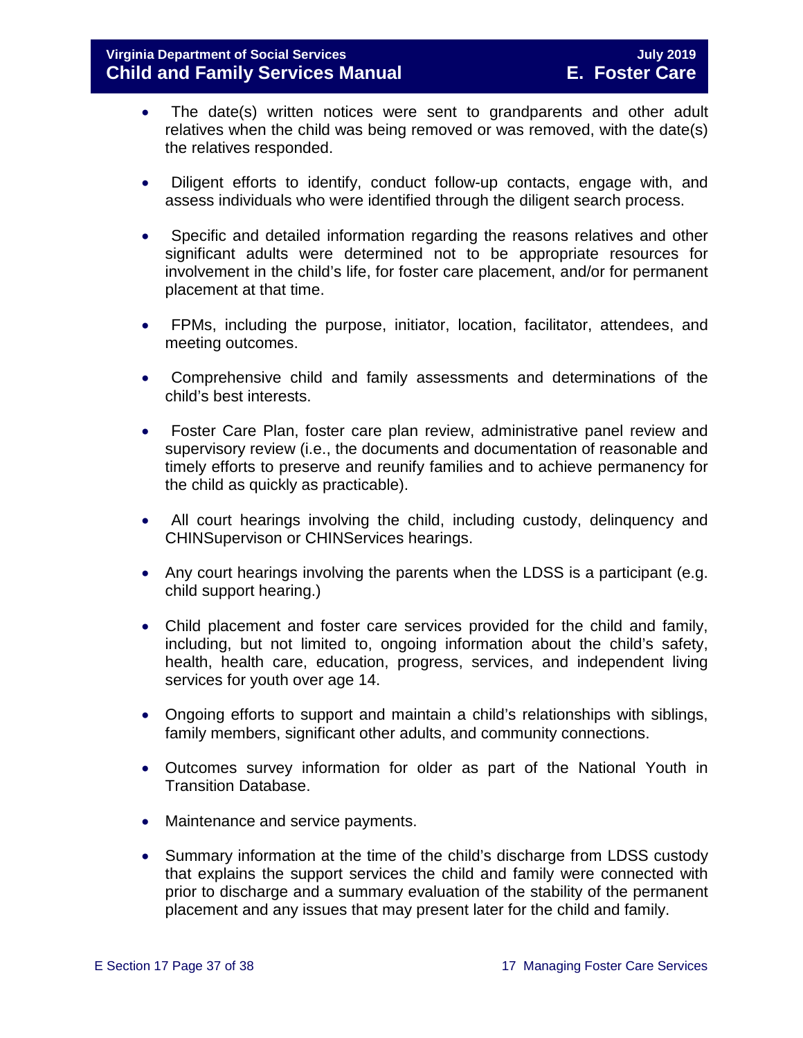- The date(s) written notices were sent to grandparents and other adult relatives when the child was being removed or was removed, with the date(s) the relatives responded.

- Diligent efforts to identify, conduct follow-up contacts, engage with, and assess individuals who were identified through the diligent search process.

- Specific and detailed information regarding the reasons relatives and other significant adults were determined not to be appropriate resources for involvement in the child's life, for foster care placement, and/or for permanent placement at that time.

- FPMs, including the purpose, initiator, location, facilitator, attendees, and meeting outcomes.

- Comprehensive child and family assessments and determinations of the child's best interests.

- Foster Care Plan, foster care plan review, administrative panel review and supervisory review (i.e., the documents and documentation of reasonable and timely efforts to preserve and reunify families and to achieve permanency for the child as quickly as practicable).

- All court hearings involving the child, including custody, delinquency and CHINSupervison or CHINServices hearings.

- Any court hearings involving the parents when the LDSS is a participant (e.g. child support hearing.)

- Child placement and foster care services provided for the child and family, including, but not limited to, ongoing information about the child's safety, health, health care, education, progress, services, and independent living services for youth over age 14.

- Ongoing efforts to support and maintain a child's relationships with siblings, family members, significant other adults, and community connections.

- Outcomes survey information for older as part of the National Youth in Transition Database.

- Maintenance and service payments.

- Summary information at the time of the child's discharge from LDSS custody that explains the support services the child and family were connected with prior to discharge and a summary evaluation of the stability of the permanent placement and any issues that may present later for the child and family.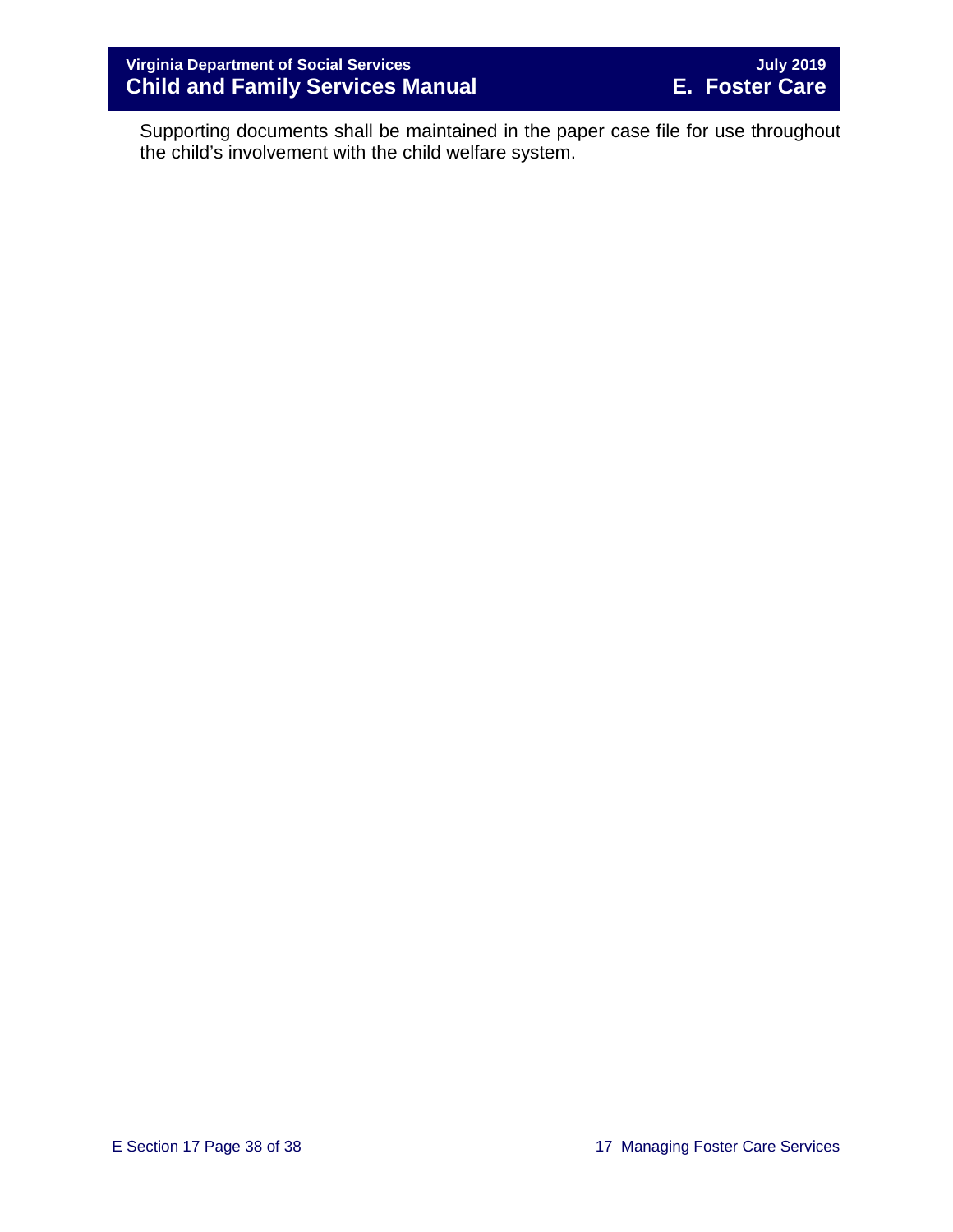Supporting documents shall be maintained in the paper case file for use throughout the child's involvement with the child welfare system.